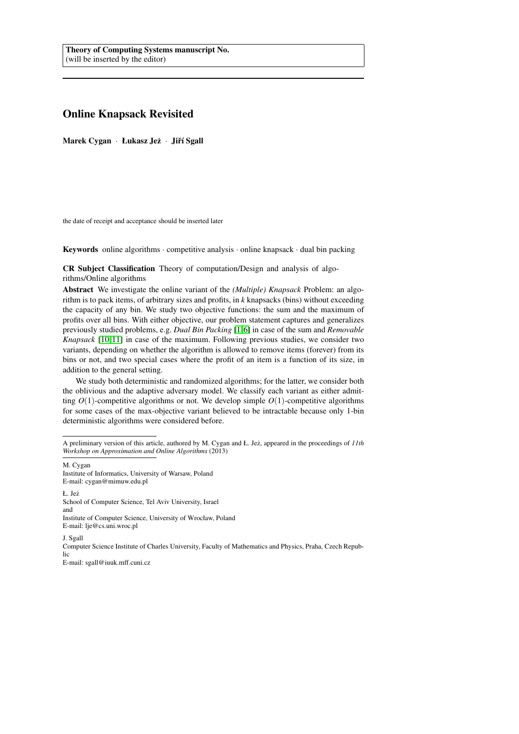Theory of Computing Systems manuscript No.
(will be inserted by the editor)

# Online Knapsack Revisited

**Marek Cygan** · **Łukasz Jeż** · **Jiří Sgall**

the date of receipt and acceptance should be inserted later

**Keywords** online algorithms · competitive analysis · online knapsack · dual bin packing

**CR Subject Classification** Theory of computation/Design and analysis of algorithms/Online algorithms

**Abstract** We investigate the online variant of the *(Multiple) Knapsack* Problem: an algorithm is to pack items, of arbitrary sizes and profits, in $k$ knapsacks (bins) without exceeding the capacity of any bin. We study two objective functions: the sum and the maximum of profits over all bins. With either objective, our problem statement captures and generalizes previously studied problems, e.g. *Dual Bin Packing* [1,6] in case of the sum and *Removable Knapsack* [10,11] in case of the maximum. Following previous studies, we consider two variants, depending on whether the algorithm is allowed to remove items (forever) from its bins or not, and two special cases where the profit of an item is a function of its size, in addition to the general setting.

We study both deterministic and randomized algorithms; for the latter, we consider both the oblivious and the adaptive adversary model. We classify each variant as either admitting $O(1)$-competitive algorithms or not. We develop simple $O(1)$-competitive algorithms for some cases of the max-objective variant believed to be intractable because only 1-bin deterministic algorithms were considered before.

---

A preliminary version of this article, authored by M. Cygan and Ł. Jeż, appeared in the proceedings of *11th Workshop on Approximation and Online Algorithms* (2013)

M. Cygan
Institute of Informatics, University of Warsaw, Poland
E-mail: cygan@mimuw.edu.pl

Ł. Jeż
School of Computer Science, Tel Aviv University, Israel
and
Institute of Computer Science, University of Wrocław, Poland
E-mail: lje@cs.uni.wroc.pl

J. Sgall
Computer Science Institute of Charles University, Faculty of Mathematics and Physics, Praha, Czech Republic
E-mail: sgall@iuuk.mff.cuni.cz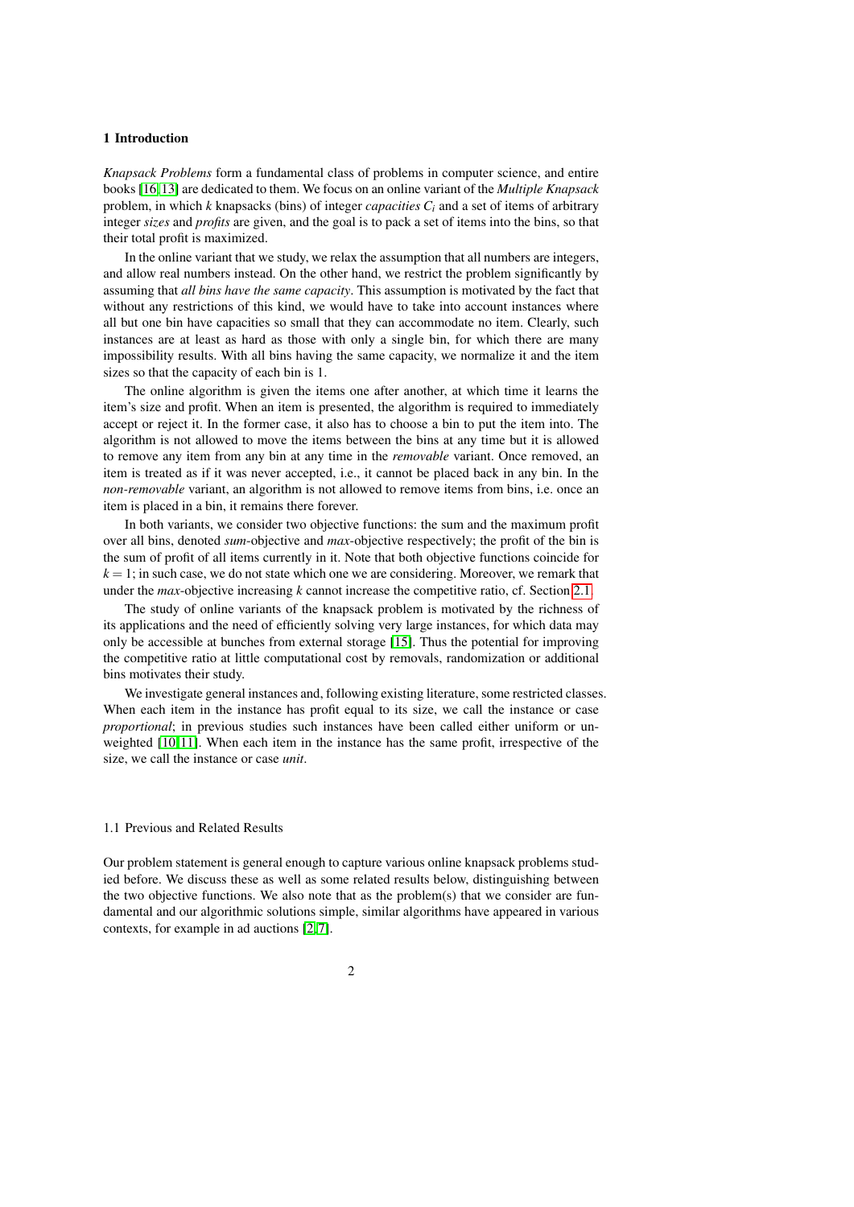# 1 Introduction

*Knapsack Problems* form a fundamental class of problems in computer science, and entire books [16,13] are dedicated to them. We focus on an online variant of the *Multiple Knapsack* problem, in which $k$ knapsacks (bins) of integer *capacities* $C_i$ and a set of items of arbitrary integer *sizes* and *profits* are given, and the goal is to pack a set of items into the bins, so that their total profit is maximized.

In the online variant that we study, we relax the assumption that all numbers are integers, and allow real numbers instead. On the other hand, we restrict the problem significantly by assuming that *all bins have the same capacity*. This assumption is motivated by the fact that without any restrictions of this kind, we would have to take into account instances where all but one bin have capacities so small that they can accommodate no item. Clearly, such instances are at least as hard as those with only a single bin, for which there are many impossibility results. With all bins having the same capacity, we normalize it and the item sizes so that the capacity of each bin is 1.

The online algorithm is given the items one after another, at which time it learns the item's size and profit. When an item is presented, the algorithm is required to immediately accept or reject it. In the former case, it also has to choose a bin to put the item into. The algorithm is not allowed to move the items between the bins at any time but it is allowed to remove any item from any bin at any time in the *removable* variant. Once removed, an item is treated as if it was never accepted, i.e., it cannot be placed back in any bin. In the *non-removable* variant, an algorithm is not allowed to remove items from bins, i.e. once an item is placed in a bin, it remains there forever.

In both variants, we consider two objective functions: the sum and the maximum profit over all bins, denoted *sum*-objective and *max*-objective respectively; the profit of the bin is the sum of profit of all items currently in it. Note that both objective functions coincide for $k = 1$; in such case, we do not state which one we are considering. Moreover, we remark that under the *max*-objective increasing $k$ cannot increase the competitive ratio, cf. Section 2.1.

The study of online variants of the knapsack problem is motivated by the richness of its applications and the need of efficiently solving very large instances, for which data may only be accessible at bunches from external storage [15]. Thus the potential for improving the competitive ratio at little computational cost by removals, randomization or additional bins motivates their study.

We investigate general instances and, following existing literature, some restricted classes. When each item in the instance has profit equal to its size, we call the instance or case *proportional*; in previous studies such instances have been called either uniform or unweighted [10,11]. When each item in the instance has the same profit, irrespective of the size, we call the instance or case *unit*.

## 1.1 Previous and Related Results

Our problem statement is general enough to capture various online knapsack problems studied before. We discuss these as well as some related results below, distinguishing between the two objective functions. We also note that as the problem(s) that we consider are fundamental and our algorithmic solutions simple, similar algorithms have appeared in various contexts, for example in ad auctions [2,7].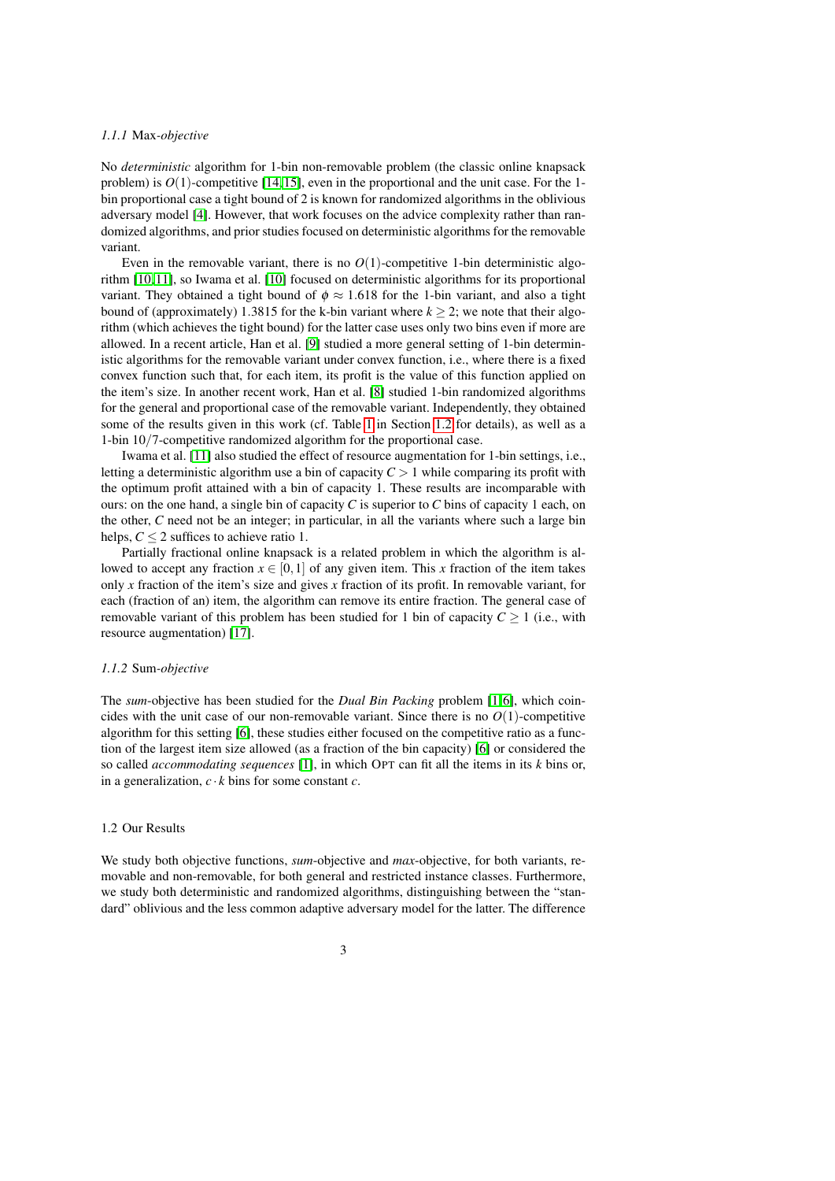#### 1.1.1 Max-*objective*

No *deterministic* algorithm for 1-bin non-removable problem (the classic online knapsack problem) is $O(1)$-competitive [14,15], even in the proportional and the unit case. For the 1-bin proportional case a tight bound of 2 is known for randomized algorithms in the oblivious adversary model [4]. However, that work focuses on the advice complexity rather than randomized algorithms, and prior studies focused on deterministic algorithms for the removable variant.

Even in the removable variant, there is no $O(1)$-competitive 1-bin deterministic algorithm [10,11], so Iwama et al. [10] focused on deterministic algorithms for its proportional variant. They obtained a tight bound of $\phi \approx 1.618$ for the 1-bin variant, and also a tight bound of (approximately) 1.3815 for the k-bin variant where $k \geq 2$; we note that their algorithm (which achieves the tight bound) for the latter case uses only two bins even if more are allowed. In a recent article, Han et al. [9] studied a more general setting of 1-bin deterministic algorithms for the removable variant under convex function, i.e., where there is a fixed convex function such that, for each item, its profit is the value of this function applied on the item's size. In another recent work, Han et al. [8] studied 1-bin randomized algorithms for the general and proportional case of the removable variant. Independently, they obtained some of the results given in this work (cf. Table 1 in Section 1.2 for details), as well as a 1-bin $10/7$-competitive randomized algorithm for the proportional case.

Iwama et al. [11] also studied the effect of resource augmentation for 1-bin settings, i.e., letting a deterministic algorithm use a bin of capacity $C > 1$ while comparing its profit with the optimum profit attained with a bin of capacity 1. These results are incomparable with ours: on the one hand, a single bin of capacity $C$ is superior to $C$ bins of capacity 1 each, on the other, $C$ need not be an integer; in particular, in all the variants where such a large bin helps, $C \leq 2$ suffices to achieve ratio 1.

Partially fractional online knapsack is a related problem in which the algorithm is allowed to accept any fraction $x \in [0,1]$ of any given item. This $x$ fraction of the item takes only $x$ fraction of the item's size and gives $x$ fraction of its profit. In removable variant, for each (fraction of an) item, the algorithm can remove its entire fraction. The general case of removable variant of this problem has been studied for 1 bin of capacity $C \geq 1$ (i.e., with resource augmentation) [17].

#### 1.1.2 Sum-*objective*

The *sum*-objective has been studied for the *Dual Bin Packing* problem [1,6], which coincides with the unit case of our non-removable variant. Since there is no $O(1)$-competitive algorithm for this setting [6], these studies either focused on the competitive ratio as a function of the largest item size allowed (as a fraction of the bin capacity) [6] or considered the so called *accommodating sequences* [1], in which OPT can fit all the items in its $k$ bins or, in a generalization, $c \cdot k$ bins for some constant $c$.

### 1.2 Our Results

We study both objective functions, *sum*-objective and *max*-objective, for both variants, removable and non-removable, for both general and restricted instance classes. Furthermore, we study both deterministic and randomized algorithms, distinguishing between the "standard" oblivious and the less common adaptive adversary model for the latter. The difference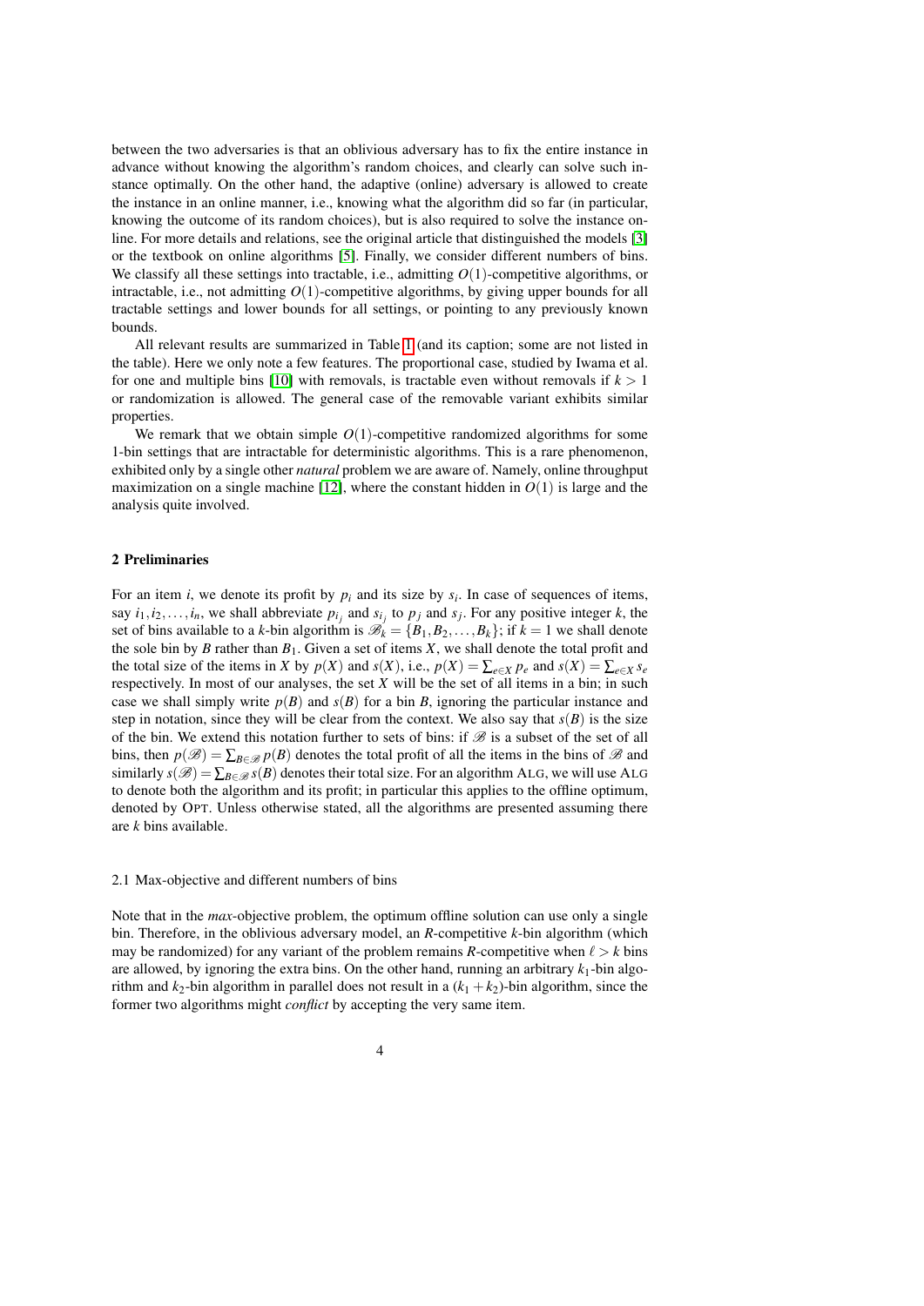between the two adversaries is that an oblivious adversary has to fix the entire instance in advance without knowing the algorithm's random choices, and clearly can solve such instance optimally. On the other hand, the adaptive (online) adversary is allowed to create the instance in an online manner, i.e., knowing what the algorithm did so far (in particular, knowing the outcome of its random choices), but is also required to solve the instance online. For more details and relations, see the original article that distinguished the models [3] or the textbook on online algorithms [5]. Finally, we consider different numbers of bins. We classify all these settings into tractable, i.e., admitting $O(1)$-competitive algorithms, or intractable, i.e., not admitting $O(1)$-competitive algorithms, by giving upper bounds for all tractable settings and lower bounds for all settings, or pointing to any previously known bounds.

All relevant results are summarized in Table 1 (and its caption; some are not listed in the table). Here we only note a few features. The proportional case, studied by Iwama et al. for one and multiple bins [10] with removals, is tractable even without removals if $k > 1$ or randomization is allowed. The general case of the removable variant exhibits similar properties.

We remark that we obtain simple $O(1)$-competitive randomized algorithms for some 1-bin settings that are intractable for deterministic algorithms. This is a rare phenomenon, exhibited only by a single other *natural* problem we are aware of. Namely, online throughput maximization on a single machine [12], where the constant hidden in $O(1)$ is large and the analysis quite involved.

## 2 Preliminaries

For an item $i$, we denote its profit by $p_i$ and its size by $s_i$. In case of sequences of items, say $i_1, i_2, \ldots, i_n$, we shall abbreviate $p_{i_j}$ and $s_{i_j}$ to $p_j$ and $s_j$. For any positive integer $k$, the set of bins available to a $k$-bin algorithm is $\mathscr{B}_k = \{B_1, B_2, \ldots, B_k\}$; if $k = 1$ we shall denote the sole bin by $B$ rather than $B_1$. Given a set of items $X$, we shall denote the total profit and the total size of the items in $X$ by $p(X)$ and $s(X)$, i.e., $p(X) = \sum_{e \in X} p_e$ and $s(X) = \sum_{e \in X} s_e$ respectively. In most of our analyses, the set $X$ will be the set of all items in a bin; in such case we shall simply write $p(B)$ and $s(B)$ for a bin $B$, ignoring the particular instance and step in notation, since they will be clear from the context. We also say that $s(B)$ is the size of the bin. We extend this notation further to sets of bins: if $\mathscr{B}$ is a subset of the set of all bins, then $p(\mathscr{B}) = \sum_{B \in \mathscr{B}} p(B)$ denotes the total profit of all the items in the bins of $\mathscr{B}$ and similarly $s(\mathscr{B}) = \sum_{B \in \mathscr{B}} s(B)$ denotes their total size. For an algorithm ALG, we will use ALG to denote both the algorithm and its profit; in particular this applies to the offline optimum, denoted by OPT. Unless otherwise stated, all the algorithms are presented assuming there are $k$ bins available.

### 2.1 Max-objective and different numbers of bins

Note that in the *max*-objective problem, the optimum offline solution can use only a single bin. Therefore, in the oblivious adversary model, an $R$-competitive $k$-bin algorithm (which may be randomized) for any variant of the problem remains $R$-competitive when $\ell > k$ bins are allowed, by ignoring the extra bins. On the other hand, running an arbitrary $k_1$-bin algorithm and $k_2$-bin algorithm in parallel does not result in a $(k_1 + k_2)$-bin algorithm, since the former two algorithms might *conflict* by accepting the very same item.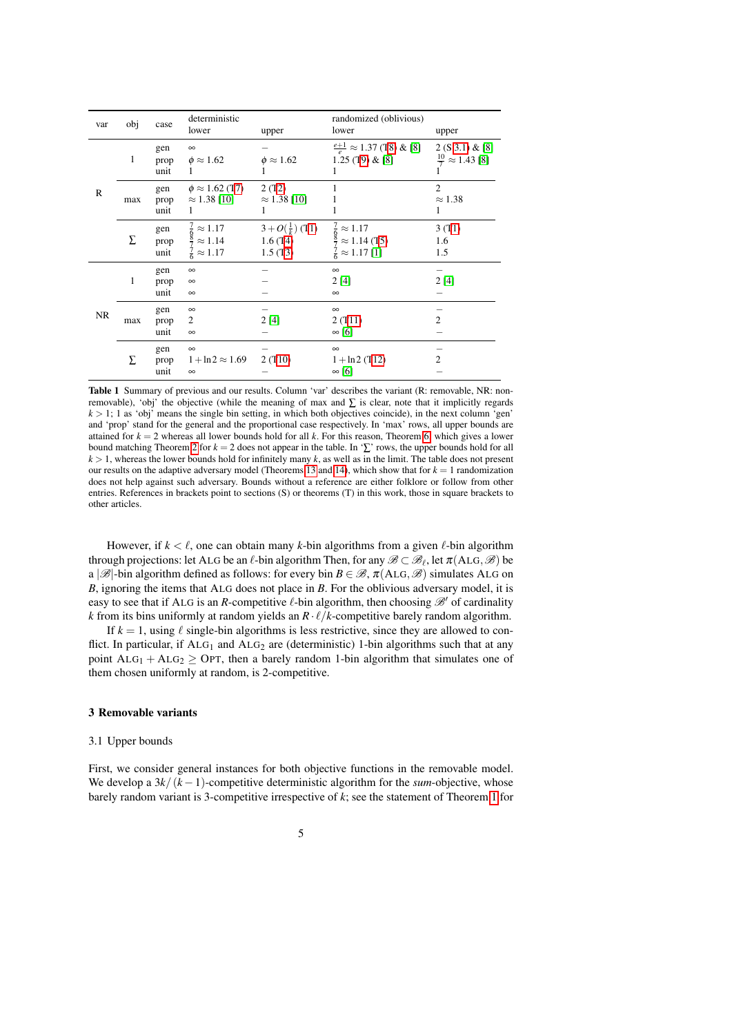| var | obj | case | deterministic lower | upper | randomized (oblivious) lower | upper |
|---|---|---|---|---|---|---|
| R | 1 | gen | $\infty$ | – | $\frac{e+1}{e} \approx 1.37$ (T8) & [8] | 2 (S3.1) & [8] |
| | | prop | $\phi \approx 1.62$ | $\phi \approx 1.62$ | 1.25 (T9) & [8] | $\frac{10}{7} \approx 1.43$ [8] |
| | | unit | 1 | 1 | 1 | 1 |
| | max | gen | $\phi \approx 1.62$ (T7) | 2 (T2) | 1 | 2 |
| | | prop | $\approx 1.38$ [10] | $\approx 1.38$ [10] | 1 | $\approx 1.38$ |
| | | unit | 1 | 1 | 1 | 1 |
| | $\Sigma$ | gen | $\frac{7}{6} \approx 1.17$ | $3 + O(\frac{1}{k})$ (T1) | $\frac{7}{6} \approx 1.17$ | 3 (T1) |
| | | prop | $\frac{8}{7} \approx 1.14$ | 1.6 (T4) | $\frac{8}{7} \approx 1.14$ (T5) | 1.6 |
| | | unit | $\frac{7}{6} \approx 1.17$ | 1.5 (T3) | $\frac{7}{6} \approx 1.17$ [1] | 1.5 |
| NR | 1 | gen | $\infty$ | – | $\infty$ | – |
| | | prop | $\infty$ | – | 2 [4] | 2 [4] |
| | | unit | $\infty$ | – | $\infty$ | – |
| | max | gen | $\infty$ | – | $\infty$ | – |
| | | prop | 2 | 2 [4] | 2 (T11) | 2 |
| | | unit | $\infty$ | – | $\infty$ [6] | – |
| | $\Sigma$ | gen | $\infty$ | – | $\infty$ | – |
| | | prop | $1 + \ln 2 \approx 1.69$ | 2 (T10) | $1 + \ln 2$ (T12) | 2 |
| | | unit | $\infty$ | – | $\infty$ [6] | – |

**Table 1** Summary of previous and our results. Column 'var' describes the variant (R: removable, NR: non-removable), 'obj' the objective (while the meaning of max and $\sum$ is clear, note that it implicitly regards $k > 1$; 1 as 'obj' means the single bin setting, in which both objectives coincide), in the next column 'gen' and 'prop' stand for the general and the proportional case respectively. In 'max' rows, all upper bounds are attained for $k = 2$ whereas all lower bounds hold for all $k$. For this reason, Theorem 6 which gives a lower bound matching Theorem 2 for $k = 2$ does not appear in the table. In '$\sum$' rows, the upper bounds hold for all $k > 1$, whereas the lower bounds hold for infinitely many $k$, as well as in the limit. The table does not present our results on the adaptive adversary model (Theorems 13 and 14), which show that for $k = 1$ randomization does not help against such adversary. Bounds without a reference are either folklore or follow from other entries. References in brackets point to sections (S) or theorems (T) in this work, those in square brackets to other articles.

However, if $k < \ell$, one can obtain many $k$-bin algorithms from a given $\ell$-bin algorithm through projections: let ALG be an $\ell$-bin algorithm Then, for any $\mathscr{B} \subset \mathscr{B}_\ell$, let $\pi(\text{ALG}, \mathscr{B})$ be a $|\mathscr{B}|$-bin algorithm defined as follows: for every bin $B \in \mathscr{B}$, $\pi(\text{ALG}, \mathscr{B})$ simulates ALG on $B$, ignoring the items that ALG does not place in $B$. For the oblivious adversary model, it is easy to see that if ALG is an $R$-competitive $\ell$-bin algorithm, then choosing $\mathscr{B}'$ of cardinality $k$ from its bins uniformly at random yields an $R \cdot \ell / k$-competitive barely random algorithm.

If $k = 1$, using $\ell$ single-bin algorithms is less restrictive, since they are allowed to conflict. In particular, if $\text{ALG}_1$ and $\text{ALG}_2$ are (deterministic) 1-bin algorithms such that at any point $\text{ALG}_1 + \text{ALG}_2 \geq \text{OPT}$, then a barely random 1-bin algorithm that simulates one of them chosen uniformly at random, is 2-competitive.

## 3 Removable variants

### 3.1 Upper bounds

First, we consider general instances for both objective functions in the removable model. We develop a $3k/(k-1)$-competitive deterministic algorithm for the *sum*-objective, whose barely random variant is 3-competitive irrespective of $k$; see the statement of Theorem 1 for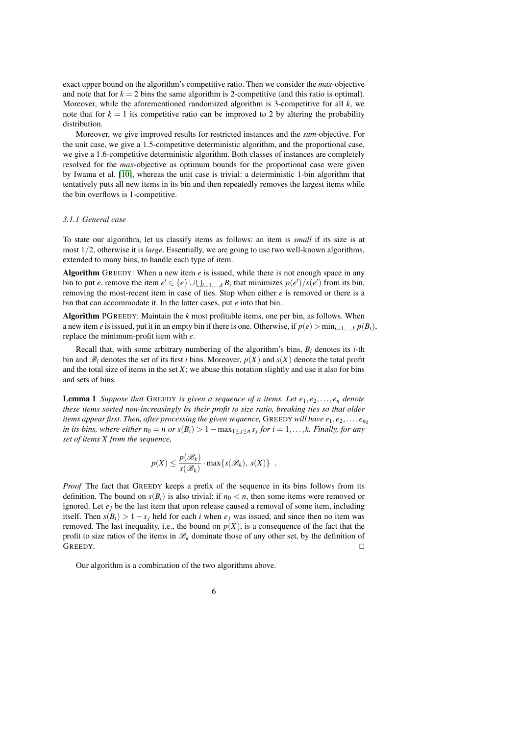exact upper bound on the algorithm's competitive ratio. Then we consider the *max*-objective and note that for $k = 2$ bins the same algorithm is 2-competitive (and this ratio is optimal). Moreover, while the aforementioned randomized algorithm is 3-competitive for all $k$, we note that for $k = 1$ its competitive ratio can be improved to 2 by altering the probability distribution.

Moreover, we give improved results for restricted instances and the *sum*-objective. For the unit case, we give a 1.5-competitive deterministic algorithm, and the proportional case, we give a 1.6-competitive deterministic algorithm. Both classes of instances are completely resolved for the *max*-objective as optimum bounds for the proportional case were given by Iwama et al. [10], whereas the unit case is trivial: a deterministic 1-bin algorithm that tentatively puts all new items in its bin and then repeatedly removes the largest items while the bin overflows is 1-competitive.

#### 3.1.1 General case

To state our algorithm, let us classify items as follows: an item is *small* if its size is at most $1/2$, otherwise it is *large*. Essentially, we are going to use two well-known algorithms, extended to many bins, to handle each type of item.

**Algorithm** GREEDY: When a new item $e$ is issued, while there is not enough space in any bin to put $e$, remove the item $e' \in \{e\} \cup \bigcup_{i=1,\ldots,k} B_i$ that minimizes $p(e')/s(e')$ from its bin, removing the most-recent item in case of ties. Stop when either $e$ is removed or there is a bin that can accommodate it. In the latter cases, put $e$ into that bin.

**Algorithm** PGREEDY: Maintain the $k$ most profitable items, one per bin, as follows. When a new item $e$ is issued, put it in an empty bin if there is one. Otherwise, if $p(e) > \min_{i=1,\ldots,k} p(B_i)$, replace the minimum-profit item with $e$.

Recall that, with some arbitrary numbering of the algorithm's bins, $B_i$ denotes its $i$-th bin and $\mathscr{B}_i$ denotes the set of its first $i$ bins. Moreover, $p(X)$ and $s(X)$ denote the total profit and the total size of items in the set $X$; we abuse this notation slightly and use it also for bins and sets of bins.

**Lemma 1** *Suppose that* GREEDY *is given a sequence of $n$ items. Let $e_1, e_2, \ldots, e_n$ denote these items sorted non-increasingly by their profit to size ratio, breaking ties so that older items appear first. Then, after processing the given sequence,* GREEDY *will have $e_1, e_2, \ldots, e_{n_0}$ in its bins, where either $n_0 = n$ or $s(B_i) > 1 - \max_{1 \le j \le n} s_j$ for $i = 1, \ldots, k$. Finally, for any set of items $X$ from the sequence,*

$$p(X) \le \frac{p(\mathscr{B}_k)}{s(\mathscr{B}_k)} \cdot \max\{s(\mathscr{B}_k),\ s(X)\} \ .$$

*Proof* The fact that GREEDY keeps a prefix of the sequence in its bins follows from its definition. The bound on $s(B_i)$ is also trivial: if $n_0 < n$, then some items were removed or ignored. Let $e_j$ be the last item that upon release caused a removal of some item, including itself. Then $s(B_i) > 1 - s_j$ held for each $i$ when $e_j$ was issued, and since then no item was removed. The last inequality, i.e., the bound on $p(X)$, is a consequence of the fact that the profit to size ratios of the items in $\mathscr{B}_k$ dominate those of any other set, by the definition of GREEDY. □

Our algorithm is a combination of the two algorithms above.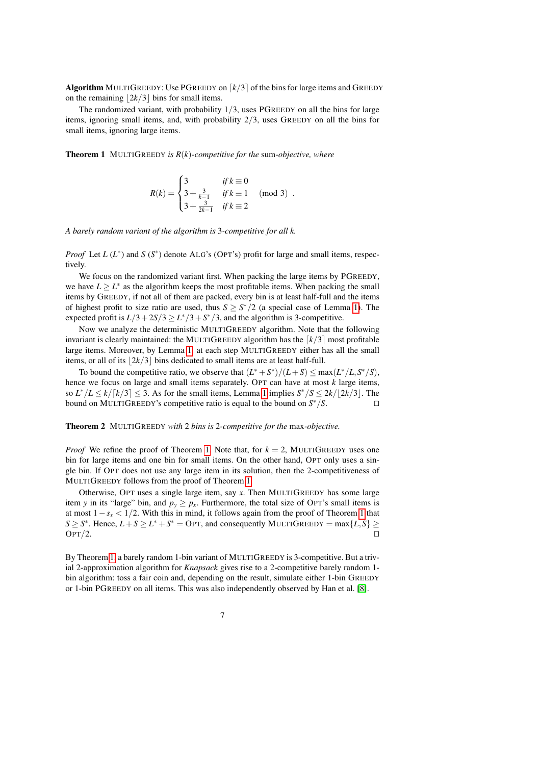**Algorithm** MULTIGREEDY: Use PGREEDY on $\lceil k/3 \rceil$ of the bins for large items and GREEDY on the remaining $\lfloor 2k/3 \rfloor$ bins for small items.

The randomized variant, with probability $1/3$, uses PGREEDY on all the bins for large items, ignoring small items, and, with probability $2/3$, uses GREEDY on all the bins for small items, ignoring large items.

**Theorem 1** MULTIGREEDY *is* $R(k)$*-competitive for the* sum*-objective, where*

$$R(k) = \begin{cases} 3 & \text{if } k \equiv 0 \\ 3 + \frac{3}{k-1} & \text{if } k \equiv 1 \\ 3 + \frac{3}{2k-1} & \text{if } k \equiv 2 \end{cases} \pmod 3 \ .$$

*A barely random variant of the algorithm is 3-competitive for all k.*

*Proof* Let $L$ ($L^*$) and $S$ ($S^*$) denote ALG's (OPT's) profit for large and small items, respectively.

We focus on the randomized variant first. When packing the large items by PGREEDY, we have $L \geq L^*$ as the algorithm keeps the most profitable items. When packing the small items by GREEDY, if not all of them are packed, every bin is at least half-full and the items of highest profit to size ratio are used, thus $S \geq S^*/2$ (a special case of Lemma 1). The expected profit is $L/3 + 2S/3 \geq L^*/3 + S^*/3$, and the algorithm is 3-competitive.

Now we analyze the deterministic MULTIGREEDY algorithm. Note that the following invariant is clearly maintained: the MULTIGREEDY algorithm has the $\lceil k/3 \rceil$ most profitable large items. Moreover, by Lemma 1, at each step MULTIGREEDY either has all the small items, or all of its $\lfloor 2k/3 \rfloor$ bins dedicated to small items are at least half-full.

To bound the competitive ratio, we observe that $(L^* + S^*)/(L + S) \leq \max(L^*/L, S^*/S)$, hence we focus on large and small items separately. OPT can have at most $k$ large items, so $L^*/L \leq k/\lceil k/3 \rceil \leq 3$. As for the small items, Lemma 1 implies $S^*/S \leq 2k/\lfloor 2k/3 \rfloor$. The bound on MULTIGREEDY's competitive ratio is equal to the bound on $S^*/S$. $\square$

**Theorem 2** MULTIGREEDY *with 2 bins is 2-competitive for the* max*-objective.*

*Proof* We refine the proof of Theorem 1. Note that, for $k = 2$, MULTIGREEDY uses one bin for large items and one bin for small items. On the other hand, OPT only uses a single bin. If OPT does not use any large item in its solution, then the 2-competitiveness of MULTIGREEDY follows from the proof of Theorem 1.

Otherwise, OPT uses a single large item, say $x$. Then MULTIGREEDY has some large item $y$ in its "large" bin, and $p_y \geq p_x$. Furthermore, the total size of OPT's small items is at most $1 - s_x < 1/2$. With this in mind, it follows again from the proof of Theorem 1 that $S \geq S^*$. Hence, $L + S \geq L^* + S^* = \text{OPT}$, and consequently $\text{MULTIGREEDY} = \max\{L, S\} \geq \text{OPT}/2$. $\square$

By Theorem 1, a barely random 1-bin variant of MULTIGREEDY is 3-competitive. But a trivial 2-approximation algorithm for *Knapsack* gives rise to a 2-competitive barely random 1-bin algorithm: toss a fair coin and, depending on the result, simulate either 1-bin GREEDY or 1-bin PGREEDY on all items. This was also independently observed by Han et al. [8].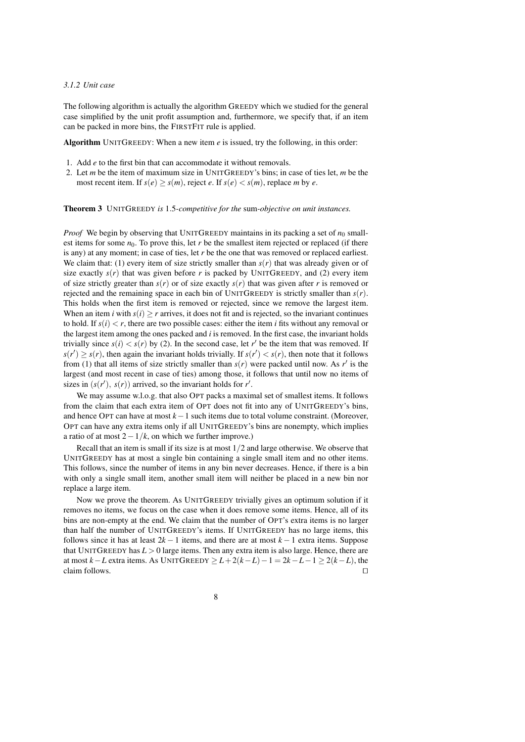#### 3.1.2 Unit case

The following algorithm is actually the algorithm GREEDY which we studied for the general case simplified by the unit profit assumption and, furthermore, we specify that, if an item can be packed in more bins, the FIRSTFIT rule is applied.

**Algorithm** UNITGREEDY: When a new item $e$ is issued, try the following, in this order:

1. Add $e$ to the first bin that can accommodate it without removals.
2. Let $m$ be the item of maximum size in UNITGREEDY's bins; in case of ties let, $m$ be the most recent item. If $s(e) \geq s(m)$, reject $e$. If $s(e) < s(m)$, replace $m$ by $e$.

**Theorem 3** *UNITGREEDY is 1.5-competitive for the sum-objective on unit instances.*

*Proof* We begin by observing that UNITGREEDY maintains in its packing a set of $n_0$ smallest items for some $n_0$. To prove this, let $r$ be the smallest item rejected or replaced (if there is any) at any moment; in case of ties, let $r$ be the one that was removed or replaced earliest. We claim that: (1) every item of size strictly smaller than $s(r)$ that was already given or of size exactly $s(r)$ that was given before $r$ is packed by UNITGREEDY, and (2) every item of size strictly greater than $s(r)$ or of size exactly $s(r)$ that was given after $r$ is removed or rejected and the remaining space in each bin of UNITGREEDY is strictly smaller than $s(r)$. This holds when the first item is removed or rejected, since we remove the largest item. When an item $i$ with $s(i) \geq r$ arrives, it does not fit and is rejected, so the invariant continues to hold. If $s(i) < r$, there are two possible cases: either the item $i$ fits without any removal or the largest item among the ones packed and $i$ is removed. In the first case, the invariant holds trivially since $s(i) < s(r)$ by (2). In the second case, let $r'$ be the item that was removed. If $s(r') \geq s(r)$, then again the invariant holds trivially. If $s(r') < s(r)$, then note that it follows from (1) that all items of size strictly smaller than $s(r)$ were packed until now. As $r'$ is the largest (and most recent in case of ties) among those, it follows that until now no items of sizes in $(s(r'),\ s(r))$ arrived, so the invariant holds for $r'$.

We may assume w.l.o.g. that also OPT packs a maximal set of smallest items. It follows from the claim that each extra item of OPT does not fit into any of UNITGREEDY's bins, and hence OPT can have at most $k-1$ such items due to total volume constraint. (Moreover, OPT can have any extra items only if all UNITGREEDY's bins are nonempty, which implies a ratio of at most $2-1/k$, on which we further improve.)

Recall that an item is small if its size is at most $1/2$ and large otherwise. We observe that UNITGREEDY has at most a single bin containing a single small item and no other items. This follows, since the number of items in any bin never decreases. Hence, if there is a bin with only a single small item, another small item will neither be placed in a new bin nor replace a large item.

Now we prove the theorem. As UNITGREEDY trivially gives an optimum solution if it removes no items, we focus on the case when it does remove some items. Hence, all of its bins are non-empty at the end. We claim that the number of OPT's extra items is no larger than half the number of UNITGREEDY's items. If UNITGREEDY has no large items, this follows since it has at least $2k-1$ items, and there are at most $k-1$ extra items. Suppose that UNITGREEDY has $L > 0$ large items. Then any extra item is also large. Hence, there are at most $k-L$ extra items. As UNITGREEDY $\geq L+2(k-L)-1 = 2k-L-1 \geq 2(k-L)$, the claim follows. $\square$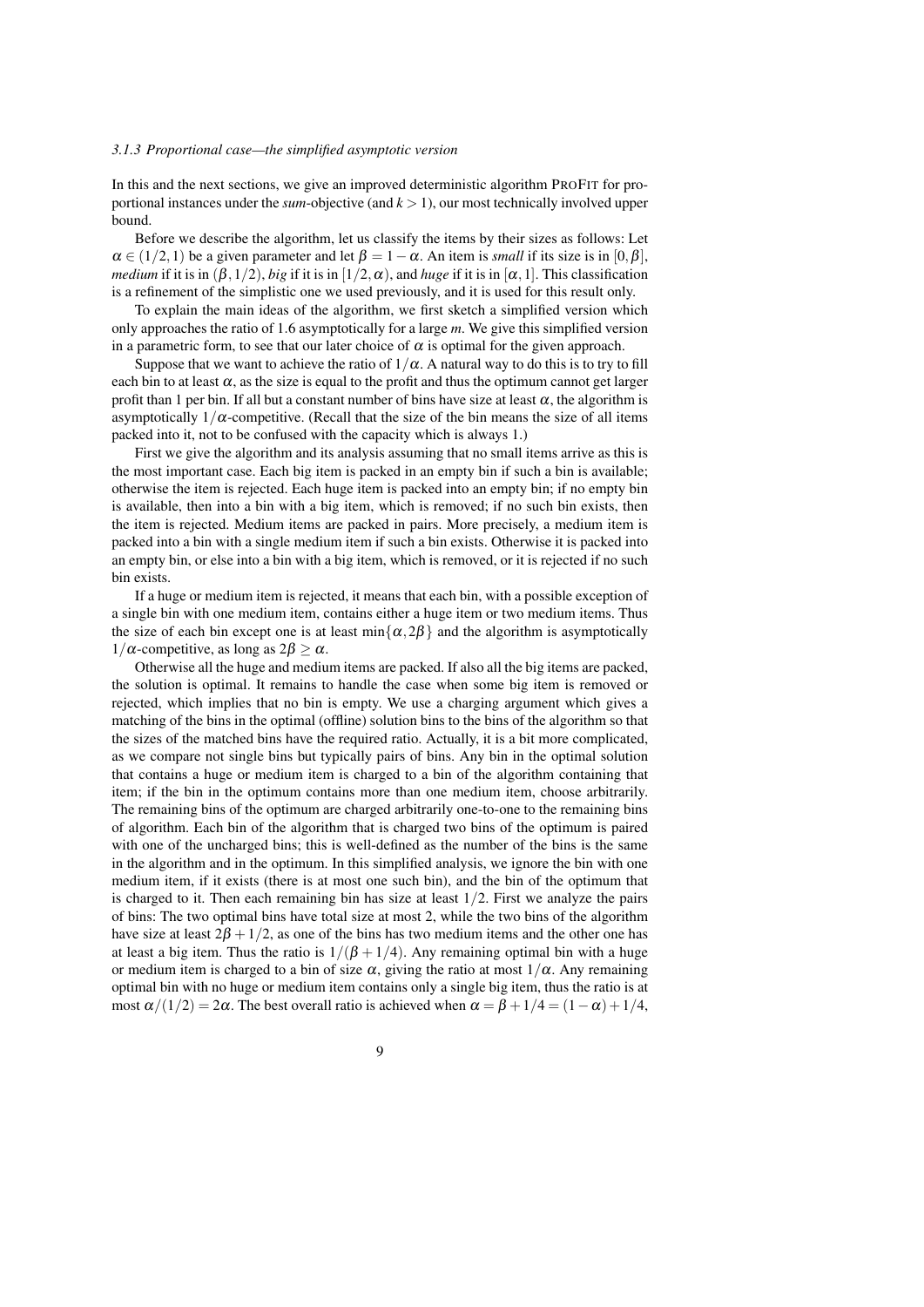### 3.1.3 Proportional case—the simplified asymptotic version

In this and the next sections, we give an improved deterministic algorithm ProFit for proportional instances under the *sum*-objective (and $k > 1$), our most technically involved upper bound.

Before we describe the algorithm, let us classify the items by their sizes as follows: Let $\alpha \in (1/2, 1)$ be a given parameter and let $\beta = 1 - \alpha$. An item is *small* if its size is in $[0, \beta]$, *medium* if it is in $(\beta, 1/2)$, *big* if it is in $[1/2, \alpha)$, and *huge* if it is in $[\alpha, 1]$. This classification is a refinement of the simplistic one we used previously, and it is used for this result only.

To explain the main ideas of the algorithm, we first sketch a simplified version which only approaches the ratio of 1.6 asymptotically for a large $m$. We give this simplified version in a parametric form, to see that our later choice of $\alpha$ is optimal for the given approach.

Suppose that we want to achieve the ratio of $1/\alpha$. A natural way to do this is to try to fill each bin to at least $\alpha$, as the size is equal to the profit and thus the optimum cannot get larger profit than 1 per bin. If all but a constant number of bins have size at least $\alpha$, the algorithm is asymptotically $1/\alpha$-competitive. (Recall that the size of the bin means the size of all items packed into it, not to be confused with the capacity which is always 1.)

First we give the algorithm and its analysis assuming that no small items arrive as this is the most important case. Each big item is packed in an empty bin if such a bin is available; otherwise the item is rejected. Each huge item is packed into an empty bin; if no empty bin is available, then into a bin with a big item, which is removed; if no such bin exists, then the item is rejected. Medium items are packed in pairs. More precisely, a medium item is packed into a bin with a single medium item if such a bin exists. Otherwise it is packed into an empty bin, or else into a bin with a big item, which is removed, or it is rejected if no such bin exists.

If a huge or medium item is rejected, it means that each bin, with a possible exception of a single bin with one medium item, contains either a huge item or two medium items. Thus the size of each bin except one is at least $\min\{\alpha, 2\beta\}$ and the algorithm is asymptotically $1/\alpha$-competitive, as long as $2\beta \geq \alpha$.

Otherwise all the huge and medium items are packed. If also all the big items are packed, the solution is optimal. It remains to handle the case when some big item is removed or rejected, which implies that no bin is empty. We use a charging argument which gives a matching of the bins in the optimal (offline) solution bins to the bins of the algorithm so that the sizes of the matched bins have the required ratio. Actually, it is a bit more complicated, as we compare not single bins but typically pairs of bins. Any bin in the optimal solution that contains a huge or medium item is charged to a bin of the algorithm containing that item; if the bin in the optimum contains more than one medium item, choose arbitrarily. The remaining bins of the optimum are charged arbitrarily one-to-one to the remaining bins of algorithm. Each bin of the algorithm that is charged two bins of the optimum is paired with one of the uncharged bins; this is well-defined as the number of the bins is the same in the algorithm and in the optimum. In this simplified analysis, we ignore the bin with one medium item, if it exists (there is at most one such bin), and the bin of the optimum that is charged to it. Then each remaining bin has size at least $1/2$. First we analyze the pairs of bins: The two optimal bins have total size at most 2, while the two bins of the algorithm have size at least $2\beta + 1/2$, as one of the bins has two medium items and the other one has at least a big item. Thus the ratio is $1/(\beta + 1/4)$. Any remaining optimal bin with a huge or medium item is charged to a bin of size $\alpha$, giving the ratio at most $1/\alpha$. Any remaining optimal bin with no huge or medium item contains only a single big item, thus the ratio is at most $\alpha/(1/2) = 2\alpha$. The best overall ratio is achieved when $\alpha = \beta + 1/4 = (1 - \alpha) + 1/4$,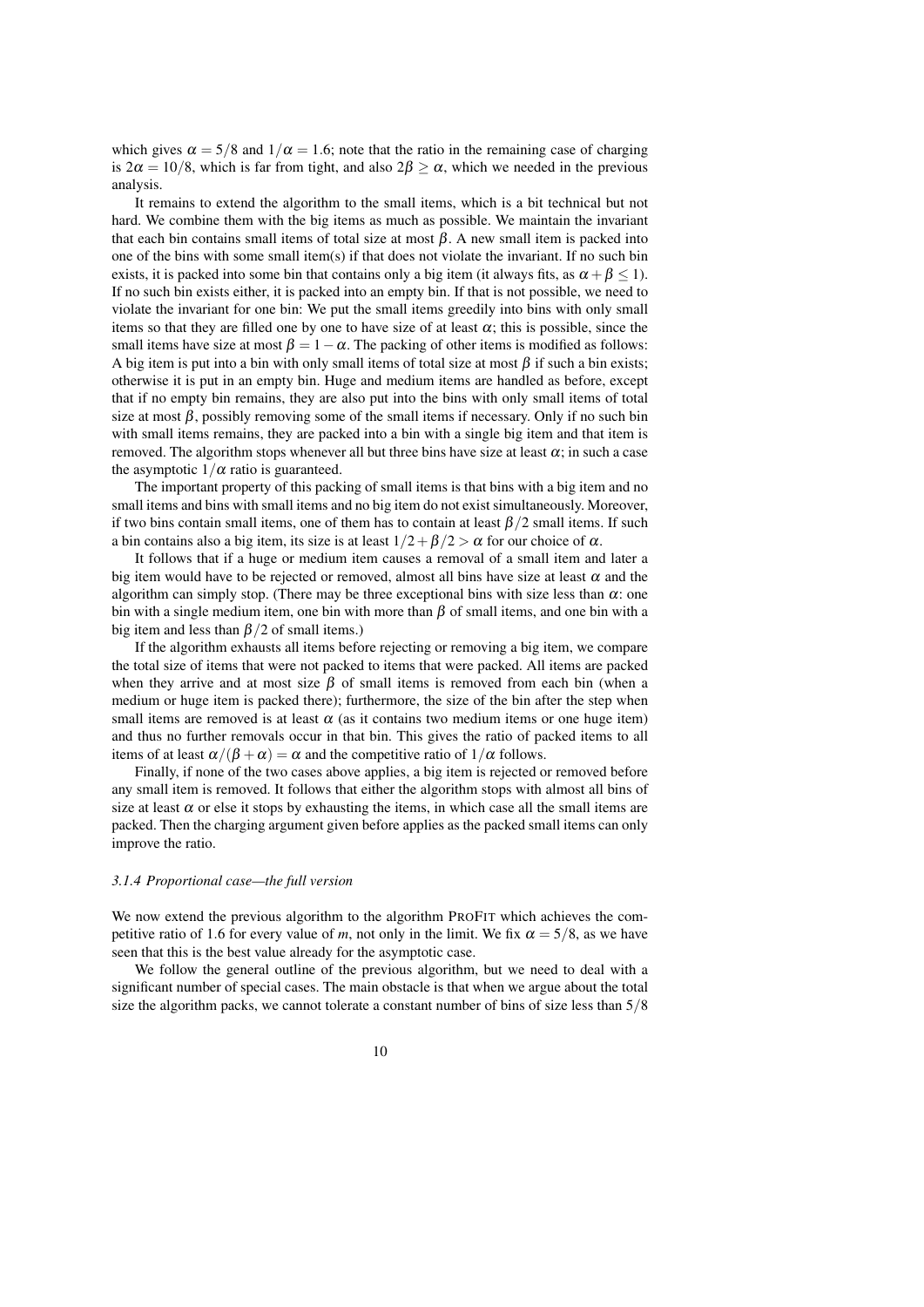which gives $\alpha = 5/8$ and $1/\alpha = 1.6$; note that the ratio in the remaining case of charging is $2\alpha = 10/8$, which is far from tight, and also $2\beta \geq \alpha$, which we needed in the previous analysis.

It remains to extend the algorithm to the small items, which is a bit technical but not hard. We combine them with the big items as much as possible. We maintain the invariant that each bin contains small items of total size at most $\beta$. A new small item is packed into one of the bins with some small item(s) if that does not violate the invariant. If no such bin exists, it is packed into some bin that contains only a big item (it always fits, as $\alpha + \beta \leq 1$). If no such bin exists either, it is packed into an empty bin. If that is not possible, we need to violate the invariant for one bin: We put the small items greedily into bins with only small items so that they are filled one by one to have size of at least $\alpha$; this is possible, since the small items have size at most $\beta = 1 - \alpha$. The packing of other items is modified as follows: A big item is put into a bin with only small items of total size at most $\beta$ if such a bin exists; otherwise it is put in an empty bin. Huge and medium items are handled as before, except that if no empty bin remains, they are also put into the bins with only small items of total size at most $\beta$, possibly removing some of the small items if necessary. Only if no such bin with small items remains, they are packed into a bin with a single big item and that item is removed. The algorithm stops whenever all but three bins have size at least $\alpha$; in such a case the asymptotic $1/\alpha$ ratio is guaranteed.

The important property of this packing of small items is that bins with a big item and no small items and bins with small items and no big item do not exist simultaneously. Moreover, if two bins contain small items, one of them has to contain at least $\beta/2$ small items. If such a bin contains also a big item, its size is at least $1/2 + \beta/2 > \alpha$ for our choice of $\alpha$.

It follows that if a huge or medium item causes a removal of a small item and later a big item would have to be rejected or removed, almost all bins have size at least $\alpha$ and the algorithm can simply stop. (There may be three exceptional bins with size less than $\alpha$: one bin with a single medium item, one bin with more than $\beta$ of small items, and one bin with a big item and less than $\beta/2$ of small items.)

If the algorithm exhausts all items before rejecting or removing a big item, we compare the total size of items that were not packed to items that were packed. All items are packed when they arrive and at most size $\beta$ of small items is removed from each bin (when a medium or huge item is packed there); furthermore, the size of the bin after the step when small items are removed is at least $\alpha$ (as it contains two medium items or one huge item) and thus no further removals occur in that bin. This gives the ratio of packed items to all items of at least $\alpha/(\beta + \alpha) = \alpha$ and the competitive ratio of $1/\alpha$ follows.

Finally, if none of the two cases above applies, a big item is rejected or removed before any small item is removed. It follows that either the algorithm stops with almost all bins of size at least $\alpha$ or else it stops by exhausting the items, in which case all the small items are packed. Then the charging argument given before applies as the packed small items can only improve the ratio.

#### *3.1.4 Proportional case—the full version*

We now extend the previous algorithm to the algorithm ProFit which achieves the competitive ratio of 1.6 for every value of $m$, not only in the limit. We fix $\alpha = 5/8$, as we have seen that this is the best value already for the asymptotic case.

We follow the general outline of the previous algorithm, but we need to deal with a significant number of special cases. The main obstacle is that when we argue about the total size the algorithm packs, we cannot tolerate a constant number of bins of size less than $5/8$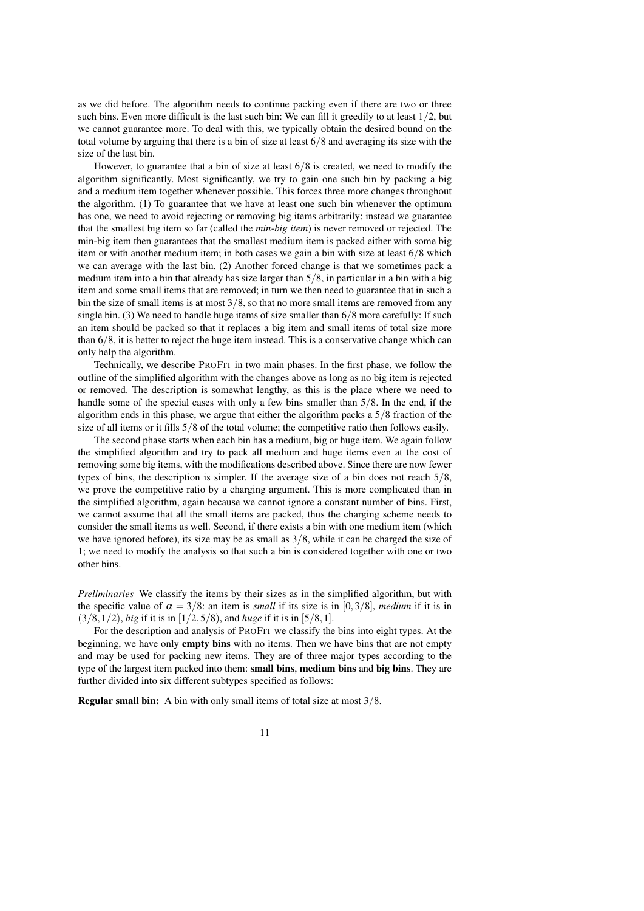as we did before. The algorithm needs to continue packing even if there are two or three such bins. Even more difficult is the last such bin: We can fill it greedily to at least $1/2$, but we cannot guarantee more. To deal with this, we typically obtain the desired bound on the total volume by arguing that there is a bin of size at least $6/8$ and averaging its size with the size of the last bin.

However, to guarantee that a bin of size at least $6/8$ is created, we need to modify the algorithm significantly. Most significantly, we try to gain one such bin by packing a big and a medium item together whenever possible. This forces three more changes throughout the algorithm. (1) To guarantee that we have at least one such bin whenever the optimum has one, we need to avoid rejecting or removing big items arbitrarily; instead we guarantee that the smallest big item so far (called the *min-big item*) is never removed or rejected. The min-big item then guarantees that the smallest medium item is packed either with some big item or with another medium item; in both cases we gain a bin with size at least $6/8$ which we can average with the last bin. (2) Another forced change is that we sometimes pack a medium item into a bin that already has size larger than $5/8$, in particular in a bin with a big item and some small items that are removed; in turn we then need to guarantee that in such a bin the size of small items is at most $3/8$, so that no more small items are removed from any single bin. (3) We need to handle huge items of size smaller than $6/8$ more carefully: If such an item should be packed so that it replaces a big item and small items of total size more than $6/8$, it is better to reject the huge item instead. This is a conservative change which can only help the algorithm.

Technically, we describe ProFit in two main phases. In the first phase, we follow the outline of the simplified algorithm with the changes above as long as no big item is rejected or removed. The description is somewhat lengthy, as this is the place where we need to handle some of the special cases with only a few bins smaller than $5/8$. In the end, if the algorithm ends in this phase, we argue that either the algorithm packs a $5/8$ fraction of the size of all items or it fills $5/8$ of the total volume; the competitive ratio then follows easily.

The second phase starts when each bin has a medium, big or huge item. We again follow the simplified algorithm and try to pack all medium and huge items even at the cost of removing some big items, with the modifications described above. Since there are now fewer types of bins, the description is simpler. If the average size of a bin does not reach $5/8$, we prove the competitive ratio by a charging argument. This is more complicated than in the simplified algorithm, again because we cannot ignore a constant number of bins. First, we cannot assume that all the small items are packed, thus the charging scheme needs to consider the small items as well. Second, if there exists a bin with one medium item (which we have ignored before), its size may be as small as $3/8$, while it can be charged the size of 1; we need to modify the analysis so that such a bin is considered together with one or two other bins.

*Preliminaries* We classify the items by their sizes as in the simplified algorithm, but with the specific value of $\alpha = 3/8$: an item is *small* if its size is in $[0, 3/8]$, *medium* if it is in $(3/8, 1/2)$, *big* if it is in $[1/2, 5/8)$, and *huge* if it is in $[5/8, 1]$.

For the description and analysis of ProFit we classify the bins into eight types. At the beginning, we have only **empty bins** with no items. Then we have bins that are not empty and may be used for packing new items. They are of three major types according to the type of the largest item packed into them: **small bins**, **medium bins** and **big bins**. They are further divided into six different subtypes specified as follows:

**Regular small bin:** A bin with only small items of total size at most $3/8$.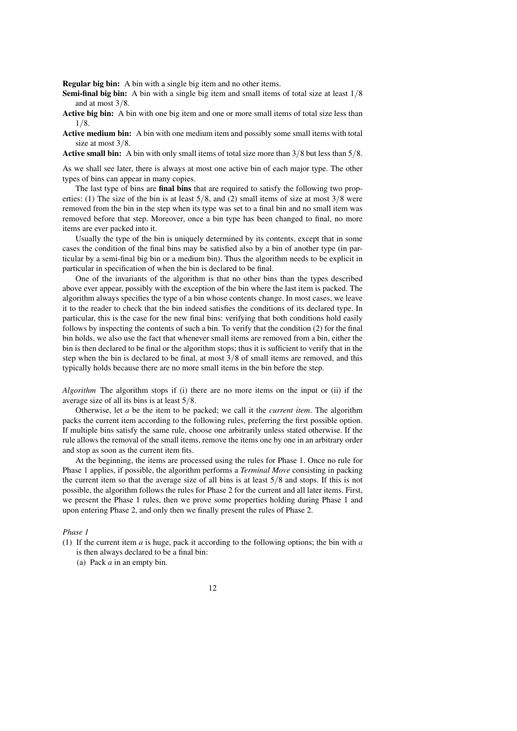**Regular big bin:** A bin with a single big item and no other items.

**Semi-final big bin:** A bin with a single big item and small items of total size at least $1/8$ and at most $3/8$.

**Active big bin:** A bin with one big item and one or more small items of total size less than $1/8$.

**Active medium bin:** A bin with one medium item and possibly some small items with total size at most $3/8$.

**Active small bin:** A bin with only small items of total size more than $3/8$ but less than $5/8$.

As we shall see later, there is always at most one active bin of each major type. The other types of bins can appear in many copies.

The last type of bins are **final bins** that are required to satisfy the following two properties: (1) The size of the bin is at least $5/8$, and (2) small items of size at most $3/8$ were removed from the bin in the step when its type was set to a final bin and no small item was removed before that step. Moreover, once a bin type has been changed to final, no more items are ever packed into it.

Usually the type of the bin is uniquely determined by its contents, except that in some cases the condition of the final bins may be satisfied also by a bin of another type (in particular by a semi-final big bin or a medium bin). Thus the algorithm needs to be explicit in particular in specification of when the bin is declared to be final.

One of the invariants of the algorithm is that no other bins than the types described above ever appear, possibly with the exception of the bin where the last item is packed. The algorithm always specifies the type of a bin whose contents change. In most cases, we leave it to the reader to check that the bin indeed satisfies the conditions of its declared type. In particular, this is the case for the new final bins: verifying that both conditions hold easily follows by inspecting the contents of such a bin. To verify that the condition (2) for the final bin holds, we also use the fact that whenever small items are removed from a bin, either the bin is then declared to be final or the algorithm stops; thus it is sufficient to verify that in the step when the bin is declared to be final, at most $3/8$ of small items are removed, and this typically holds because there are no more small items in the bin before the step.

*Algorithm* The algorithm stops if (i) there are no more items on the input or (ii) if the average size of all its bins is at least $5/8$.

Otherwise, let $a$ be the item to be packed; we call it the *current item*. The algorithm packs the current item according to the following rules, preferring the first possible option. If multiple bins satisfy the same rule, choose one arbitrarily unless stated otherwise. If the rule allows the removal of the small items, remove the items one by one in an arbitrary order and stop as soon as the current item fits.

At the beginning, the items are processed using the rules for Phase 1. Once no rule for Phase 1 applies, if possible, the algorithm performs a *Terminal Move* consisting in packing the current item so that the average size of all bins is at least $5/8$ and stops. If this is not possible, the algorithm follows the rules for Phase 2 for the current and all later items. First, we present the Phase 1 rules, then we prove some properties holding during Phase 1 and upon entering Phase 2, and only then we finally present the rules of Phase 2.

*Phase 1*

(1) If the current item $a$ is huge, pack it according to the following options; the bin with $a$ is then always declared to be a final bin:
   (a) Pack $a$ in an empty bin.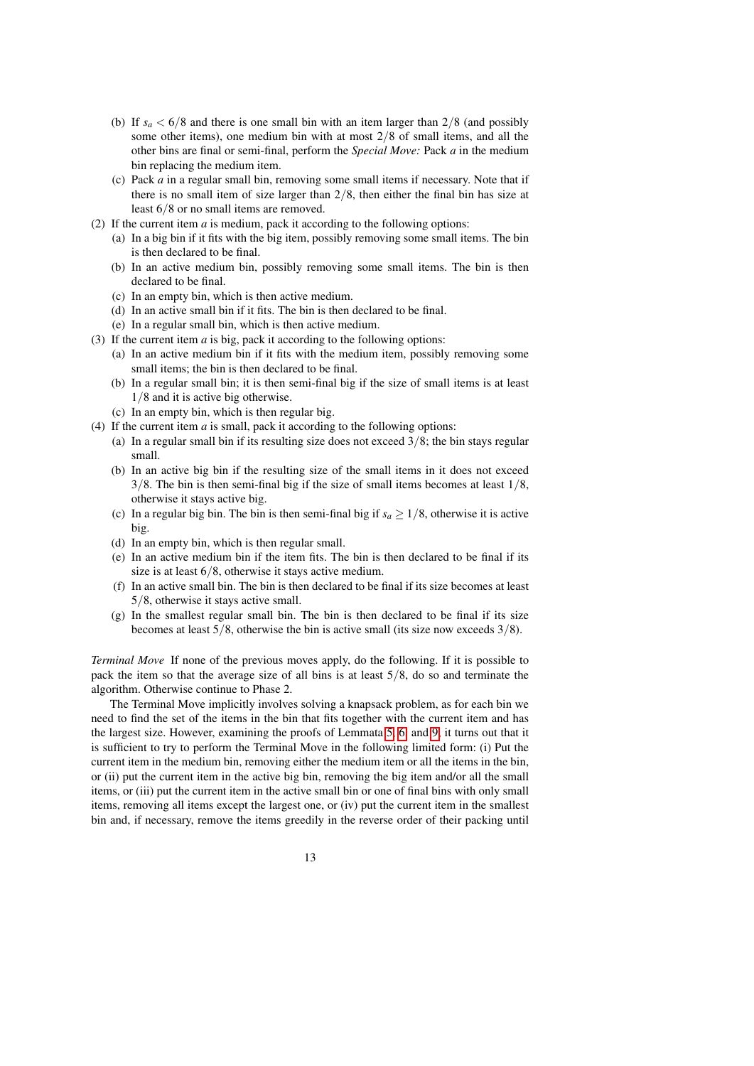(b) If $s_a < 6/8$ and there is one small bin with an item larger than $2/8$ (and possibly some other items), one medium bin with at most $2/8$ of small items, and all the other bins are final or semi-final, perform the *Special Move:* Pack $a$ in the medium bin replacing the medium item.

(c) Pack $a$ in a regular small bin, removing some small items if necessary. Note that if there is no small item of size larger than $2/8$, then either the final bin has size at least $6/8$ or no small items are removed.

(2) If the current item $a$ is medium, pack it according to the following options:

(a) In a big bin if it fits with the big item, possibly removing some small items. The bin is then declared to be final.

(b) In an active medium bin, possibly removing some small items. The bin is then declared to be final.

(c) In an empty bin, which is then active medium.

(d) In an active small bin if it fits. The bin is then declared to be final.

(e) In a regular small bin, which is then active medium.

(3) If the current item $a$ is big, pack it according to the following options:

(a) In an active medium bin if it fits with the medium item, possibly removing some small items; the bin is then declared to be final.

(b) In a regular small bin; it is then semi-final big if the size of small items is at least $1/8$ and it is active big otherwise.

(c) In an empty bin, which is then regular big.

(4) If the current item $a$ is small, pack it according to the following options:

(a) In a regular small bin if its resulting size does not exceed $3/8$; the bin stays regular small.

(b) In an active big bin if the resulting size of the small items in it does not exceed $3/8$. The bin is then semi-final big if the size of small items becomes at least $1/8$, otherwise it stays active big.

(c) In a regular big bin. The bin is then semi-final big if $s_a \geq 1/8$, otherwise it is active big.

(d) In an empty bin, which is then regular small.

(e) In an active medium bin if the item fits. The bin is then declared to be final if its size is at least $6/8$, otherwise it stays active medium.

(f) In an active small bin. The bin is then declared to be final if its size becomes at least $5/8$, otherwise it stays active small.

(g) In the smallest regular small bin. The bin is then declared to be final if its size becomes at least $5/8$, otherwise the bin is active small (its size now exceeds $3/8$).

*Terminal Move* If none of the previous moves apply, do the following. If it is possible to pack the item so that the average size of all bins is at least $5/8$, do so and terminate the algorithm. Otherwise continue to Phase 2.

The Terminal Move implicitly involves solving a knapsack problem, as for each bin we need to find the set of the items in the bin that fits together with the current item and has the largest size. However, examining the proofs of Lemmata 5, 6, and 9, it turns out that it is sufficient to try to perform the Terminal Move in the following limited form: (i) Put the current item in the medium bin, removing either the medium item or all the items in the bin, or (ii) put the current item in the active big bin, removing the big item and/or all the small items, or (iii) put the current item in the active small bin or one of final bins with only small items, removing all items except the largest one, or (iv) put the current item in the smallest bin and, if necessary, remove the items greedily in the reverse order of their packing until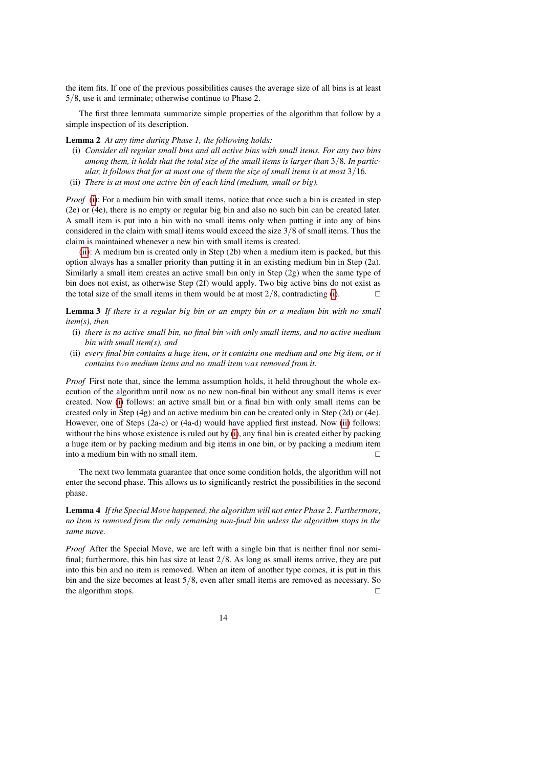the item fits. If one of the previous possibilities causes the average size of all bins is at least $5/8$, use it and terminate; otherwise continue to Phase 2.

The first three lemmata summarize simple properties of the algorithm that follow by a simple inspection of its description.

**Lemma 2** *At any time during Phase 1, the following holds:*

- (i) *Consider all regular small bins and all active bins with small items. For any two bins among them, it holds that the total size of the small items is larger than $3/8$. In particular, it follows that for at most one of them the size of small items is at most $3/16$.*
- (ii) *There is at most one active bin of each kind (medium, small or big).*

*Proof* (i): For a medium bin with small items, notice that once such a bin is created in step (2e) or (4e), there is no empty or regular big bin and also no such bin can be created later. A small item is put into a bin with no small items only when putting it into any of bins considered in the claim with small items would exceed the size $3/8$ of small items. Thus the claim is maintained whenever a new bin with small items is created.

(ii): A medium bin is created only in Step (2b) when a medium item is packed, but this option always has a smaller priority than putting it in an existing medium bin in Step (2a). Similarly a small item creates an active small bin only in Step (2g) when the same type of bin does not exist, as otherwise Step (2f) would apply. Two big active bins do not exist as the total size of the small items in them would be at most $2/8$, contradicting (i). □

**Lemma 3** *If there is a regular big bin or an empty bin or a medium bin with no small item(s), then*

- (i) *there is no active small bin, no final bin with only small items, and no active medium bin with small item(s), and*
- (ii) *every final bin contains a huge item, or it contains one medium and one big item, or it contains two medium items and no small item was removed from it.*

*Proof* First note that, since the lemma assumption holds, it held throughout the whole execution of the algorithm until now as no new non-final bin without any small items is ever created. Now (i) follows: an active small bin or a final bin with only small items can be created only in Step (4g) and an active medium bin can be created only in Step (2d) or (4e). However, one of Steps (2a-c) or (4a-d) would have applied first instead. Now (ii) follows: without the bins whose existence is ruled out by (i), any final bin is created either by packing a huge item or by packing medium and big items in one bin, or by packing a medium item into a medium bin with no small item. □

The next two lemmata guarantee that once some condition holds, the algorithm will not enter the second phase. This allows us to significantly restrict the possibilities in the second phase.

**Lemma 4** *If the Special Move happened, the algorithm will not enter Phase 2. Furthermore, no item is removed from the only remaining non-final bin unless the algorithm stops in the same move.*

*Proof* After the Special Move, we are left with a single bin that is neither final nor semi-final; furthermore, this bin has size at least $2/8$. As long as small items arrive, they are put into this bin and no item is removed. When an item of another type comes, it is put in this bin and the size becomes at least $5/8$, even after small items are removed as necessary. So the algorithm stops. □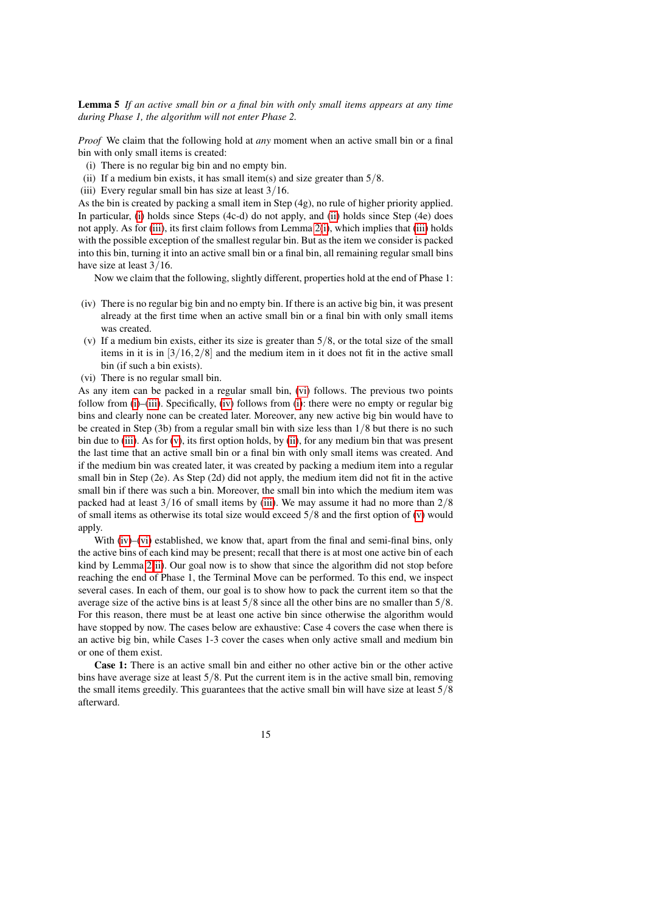**Lemma 5** *If an active small bin or a final bin with only small items appears at any time during Phase 1, the algorithm will not enter Phase 2.*

*Proof* We claim that the following hold at *any* moment when an active small bin or a final bin with only small items is created:

(i) There is no regular big bin and no empty bin.
(ii) If a medium bin exists, it has small item(s) and size greater than $5/8$.
(iii) Every regular small bin has size at least $3/16$.

As the bin is created by packing a small item in Step (4g), no rule of higher priority applied. In particular, (i) holds since Steps (4c-d) do not apply, and (ii) holds since Step (4e) does not apply. As for (iii), its first claim follows from Lemma 2(i), which implies that (iii) holds with the possible exception of the smallest regular bin. But as the item we consider is packed into this bin, turning it into an active small bin or a final bin, all remaining regular small bins have size at least $3/16$.

Now we claim that the following, slightly different, properties hold at the end of Phase 1:

(iv) There is no regular big bin and no empty bin. If there is an active big bin, it was present already at the first time when an active small bin or a final bin with only small items was created.
(v) If a medium bin exists, either its size is greater than $5/8$, or the total size of the small items in it is in $[3/16, 2/8]$ and the medium item in it does not fit in the active small bin (if such a bin exists).
(vi) There is no regular small bin.

As any item can be packed in a regular small bin, (vi) follows. The previous two points follow from (i)–(iii). Specifically, (iv) follows from (i): there were no empty or regular big bins and clearly none can be created later. Moreover, any new active big bin would have to be created in Step (3b) from a regular small bin with size less than $1/8$ but there is no such bin due to (iii). As for (v), its first option holds, by (ii), for any medium bin that was present the last time that an active small bin or a final bin with only small items was created. And if the medium bin was created later, it was created by packing a medium item into a regular small bin in Step (2e). As Step (2d) did not apply, the medium item did not fit in the active small bin if there was such a bin. Moreover, the small bin into which the medium item was packed had at least $3/16$ of small items by (iii). We may assume it had no more than $2/8$ of small items as otherwise its total size would exceed $5/8$ and the first option of (v) would apply.

With (iv)–(vi) established, we know that, apart from the final and semi-final bins, only the active bins of each kind may be present; recall that there is at most one active bin of each kind by Lemma 2(ii). Our goal now is to show that since the algorithm did not stop before reaching the end of Phase 1, the Terminal Move can be performed. To this end, we inspect several cases. In each of them, our goal is to show how to pack the current item so that the average size of the active bins is at least $5/8$ since all the other bins are no smaller than $5/8$. For this reason, there must be at least one active bin since otherwise the algorithm would have stopped by now. The cases below are exhaustive: Case 4 covers the case when there is an active big bin, while Cases 1-3 cover the cases when only active small and medium bin or one of them exist.

**Case 1:** There is an active small bin and either no other active bin or the other active bins have average size at least $5/8$. Put the current item is in the active small bin, removing the small items greedily. This guarantees that the active small bin will have size at least $5/8$ afterward.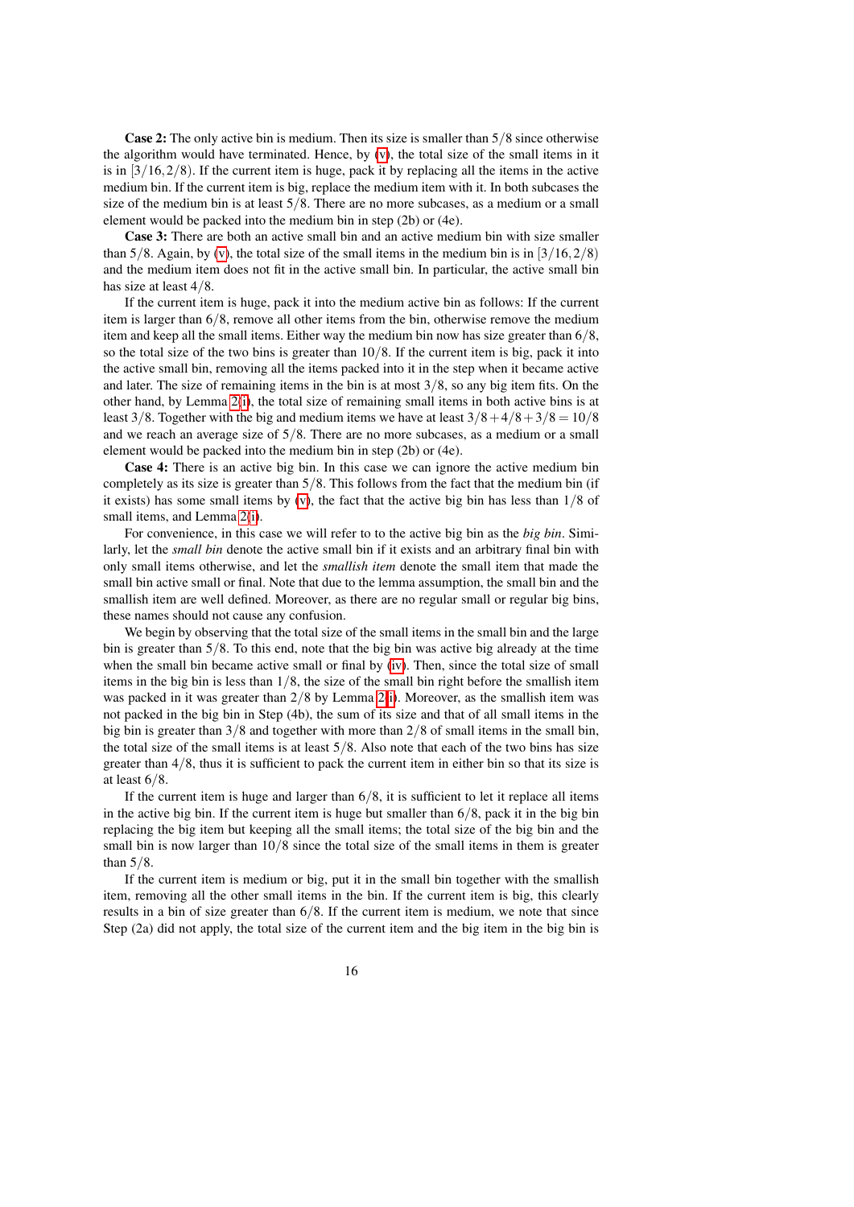**Case 2:** The only active bin is medium. Then its size is smaller than $5/8$ since otherwise the algorithm would have terminated. Hence, by (v), the total size of the small items in it is in $[3/16, 2/8)$. If the current item is huge, pack it by replacing all the items in the active medium bin. If the current item is big, replace the medium item with it. In both subcases the size of the medium bin is at least $5/8$. There are no more subcases, as a medium or a small element would be packed into the medium bin in step (2b) or (4e).

**Case 3:** There are both an active small bin and an active medium bin with size smaller than $5/8$. Again, by (v), the total size of the small items in the medium bin is in $[3/16, 2/8)$ and the medium item does not fit in the active small bin. In particular, the active small bin has size at least $4/8$.

If the current item is huge, pack it into the medium active bin as follows: If the current item is larger than $6/8$, remove all other items from the bin, otherwise remove the medium item and keep all the small items. Either way the medium bin now has size greater than $6/8$, so the total size of the two bins is greater than $10/8$. If the current item is big, pack it into the active small bin, removing all the items packed into it in the step when it became active and later. The size of remaining items in the bin is at most $3/8$, so any big item fits. On the other hand, by Lemma 2(i), the total size of remaining small items in both active bins is at least $3/8$. Together with the big and medium items we have at least $3/8 + 4/8 + 3/8 = 10/8$ and we reach an average size of $5/8$. There are no more subcases, as a medium or a small element would be packed into the medium bin in step (2b) or (4e).

**Case 4:** There is an active big bin. In this case we can ignore the active medium bin completely as its size is greater than $5/8$. This follows from the fact that the medium bin (if it exists) has some small items by (v), the fact that the active big bin has less than $1/8$ of small items, and Lemma 2(i).

For convenience, in this case we will refer to to the active big bin as the *big bin*. Similarly, let the *small bin* denote the active small bin if it exists and an arbitrary final bin with only small items otherwise, and let the *smallish item* denote the small item that made the small bin active small or final. Note that due to the lemma assumption, the small bin and the smallish item are well defined. Moreover, as there are no regular small or regular big bins, these names should not cause any confusion.

We begin by observing that the total size of the small items in the small bin and the large bin is greater than $5/8$. To this end, note that the big bin was active big already at the time when the small bin became active small or final by (iv). Then, since the total size of small items in the big bin is less than $1/8$, the size of the small bin right before the smallish item was packed in it was greater than $2/8$ by Lemma 2(i). Moreover, as the smallish item was not packed in the big bin in Step (4b), the sum of its size and that of all small items in the big bin is greater than $3/8$ and together with more than $2/8$ of small items in the small bin, the total size of the small items is at least $5/8$. Also note that each of the two bins has size greater than $4/8$, thus it is sufficient to pack the current item in either bin so that its size is at least $6/8$.

If the current item is huge and larger than $6/8$, it is sufficient to let it replace all items in the active big bin. If the current item is huge but smaller than $6/8$, pack it in the big bin replacing the big item but keeping all the small items; the total size of the big bin and the small bin is now larger than $10/8$ since the total size of the small items in them is greater than $5/8$.

If the current item is medium or big, put it in the small bin together with the smallish item, removing all the other small items in the bin. If the current item is big, this clearly results in a bin of size greater than $6/8$. If the current item is medium, we note that since Step (2a) did not apply, the total size of the current item and the big item in the big bin is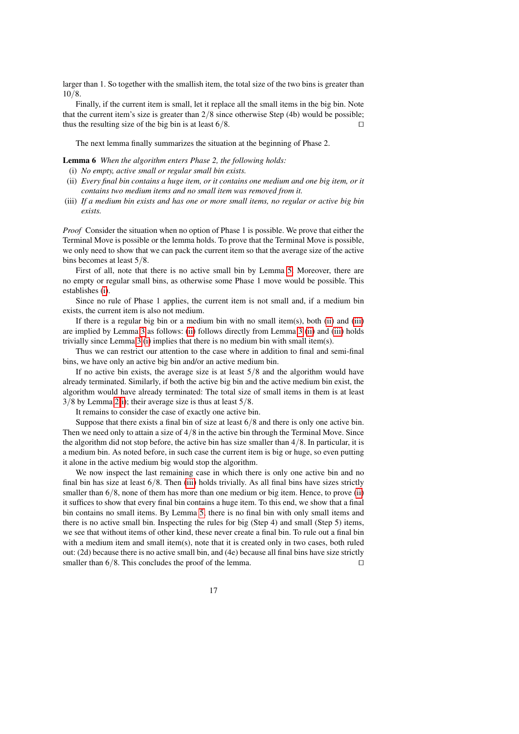larger than 1. So together with the smallish item, the total size of the two bins is greater than $10/8$.

Finally, if the current item is small, let it replace all the small items in the big bin. Note that the current item's size is greater than $2/8$ since otherwise Step (4b) would be possible; thus the resulting size of the big bin is at least $6/8$. □

The next lemma finally summarizes the situation at the beginning of Phase 2.

**Lemma 6** *When the algorithm enters Phase 2, the following holds:*

(i) *No empty, active small or regular small bin exists.*

(ii) *Every final bin contains a huge item, or it contains one medium and one big item, or it contains two medium items and no small item was removed from it.*

(iii) *If a medium bin exists and has one or more small items, no regular or active big bin exists.*

*Proof* Consider the situation when no option of Phase 1 is possible. We prove that either the Terminal Move is possible or the lemma holds. To prove that the Terminal Move is possible, we only need to show that we can pack the current item so that the average size of the active bins becomes at least $5/8$.

First of all, note that there is no active small bin by Lemma 5. Moreover, there are no empty or regular small bins, as otherwise some Phase 1 move would be possible. This establishes (i).

Since no rule of Phase 1 applies, the current item is not small and, if a medium bin exists, the current item is also not medium.

If there is a regular big bin or a medium bin with no small item(s), both (ii) and (iii) are implied by Lemma 3 as follows: (ii) follows directly from Lemma 3 (ii) and (iii) holds trivially since Lemma 3 (i) implies that there is no medium bin with small item(s).

Thus we can restrict our attention to the case where in addition to final and semi-final bins, we have only an active big bin and/or an active medium bin.

If no active bin exists, the average size is at least $5/8$ and the algorithm would have already terminated. Similarly, if both the active big bin and the active medium bin exist, the algorithm would have already terminated: The total size of small items in them is at least $3/8$ by Lemma 2 (i); their average size is thus at least $5/8$.

It remains to consider the case of exactly one active bin.

Suppose that there exists a final bin of size at least $6/8$ and there is only one active bin. Then we need only to attain a size of $4/8$ in the active bin through the Terminal Move. Since the algorithm did not stop before, the active bin has size smaller than $4/8$. In particular, it is a medium bin. As noted before, in such case the current item is big or huge, so even putting it alone in the active medium big would stop the algorithm.

We now inspect the last remaining case in which there is only one active bin and no final bin has size at least $6/8$. Then (iii) holds trivially. As all final bins have sizes strictly smaller than $6/8$, none of them has more than one medium or big item. Hence, to prove (ii) it suffices to show that every final bin contains a huge item. To this end, we show that a final bin contains no small items. By Lemma 5, there is no final bin with only small items and there is no active small bin. Inspecting the rules for big (Step 4) and small (Step 5) items, we see that without items of other kind, these never create a final bin. To rule out a final bin with a medium item and small item(s), note that it is created only in two cases, both ruled out: (2d) because there is no active small bin, and (4e) because all final bins have size strictly smaller than $6/8$. This concludes the proof of the lemma. □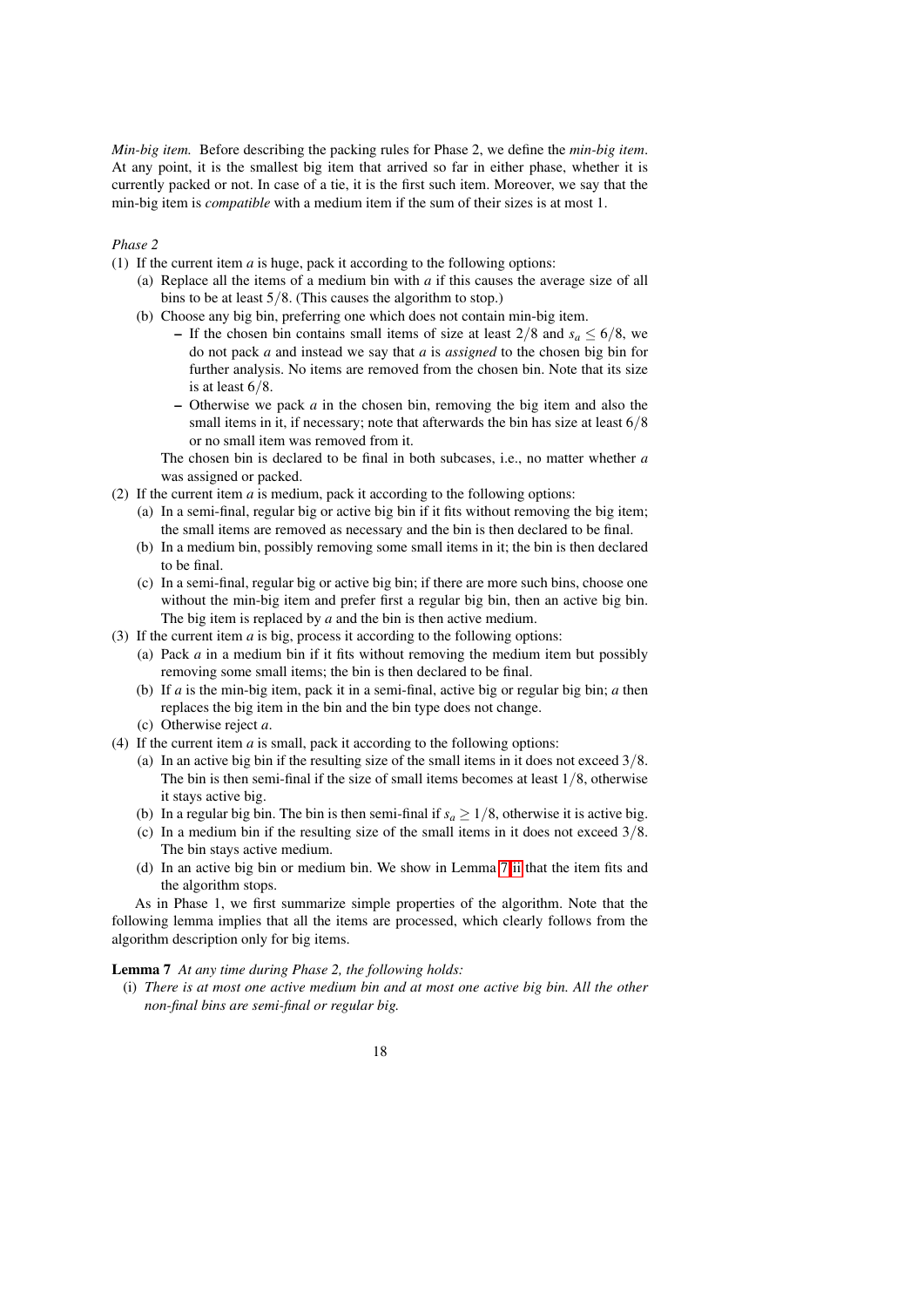*Min-big item.* Before describing the packing rules for Phase 2, we define the *min-big item*. At any point, it is the smallest big item that arrived so far in either phase, whether it is currently packed or not. In case of a tie, it is the first such item. Moreover, we say that the min-big item is *compatible* with a medium item if the sum of their sizes is at most 1.

*Phase 2*

(1) If the current item $a$ is huge, pack it according to the following options:
   (a) Replace all the items of a medium bin with $a$ if this causes the average size of all bins to be at least $5/8$. (This causes the algorithm to stop.)
   (b) Choose any big bin, preferring one which does not contain min-big item.
      – If the chosen bin contains small items of size at least $2/8$ and $s_a \leq 6/8$, we do not pack $a$ and instead we say that $a$ is *assigned* to the chosen big bin for further analysis. No items are removed from the chosen bin. Note that its size is at least $6/8$.
      – Otherwise we pack $a$ in the chosen bin, removing the big item and also the small items in it, if necessary; note that afterwards the bin has size at least $6/8$ or no small item was removed from it.

   The chosen bin is declared to be final in both subcases, i.e., no matter whether $a$ was assigned or packed.
(2) If the current item $a$ is medium, pack it according to the following options:
   (a) In a semi-final, regular big or active big bin if it fits without removing the big item; the small items are removed as necessary and the bin is then declared to be final.
   (b) In a medium bin, possibly removing some small items in it; the bin is then declared to be final.
   (c) In a semi-final, regular big or active big bin; if there are more such bins, choose one without the min-big item and prefer first a regular big bin, then an active big bin. The big item is replaced by $a$ and the bin is then active medium.
(3) If the current item $a$ is big, process it according to the following options:
   (a) Pack $a$ in a medium bin if it fits without removing the medium item but possibly removing some small items; the bin is then declared to be final.
   (b) If $a$ is the min-big item, pack it in a semi-final, active big or regular big bin; $a$ then replaces the big item in the bin and the bin type does not change.
   (c) Otherwise reject $a$.
(4) If the current item $a$ is small, pack it according to the following options:
   (a) In an active big bin if the resulting size of the small items in it does not exceed $3/8$. The bin is then semi-final if the size of small items becomes at least $1/8$, otherwise it stays active big.
   (b) In a regular big bin. The bin is then semi-final if $s_a \geq 1/8$, otherwise it is active big.
   (c) In a medium bin if the resulting size of the small items in it does not exceed $3/8$. The bin stays active medium.
   (d) In an active big bin or medium bin. We show in Lemma 7(ii) that the item fits and the algorithm stops.

As in Phase 1, we first summarize simple properties of the algorithm. Note that the following lemma implies that all the items are processed, which clearly follows from the algorithm description only for big items.

**Lemma 7** *At any time during Phase 2, the following holds:*

(i) *There is at most one active medium bin and at most one active big bin. All the other non-final bins are semi-final or regular big.*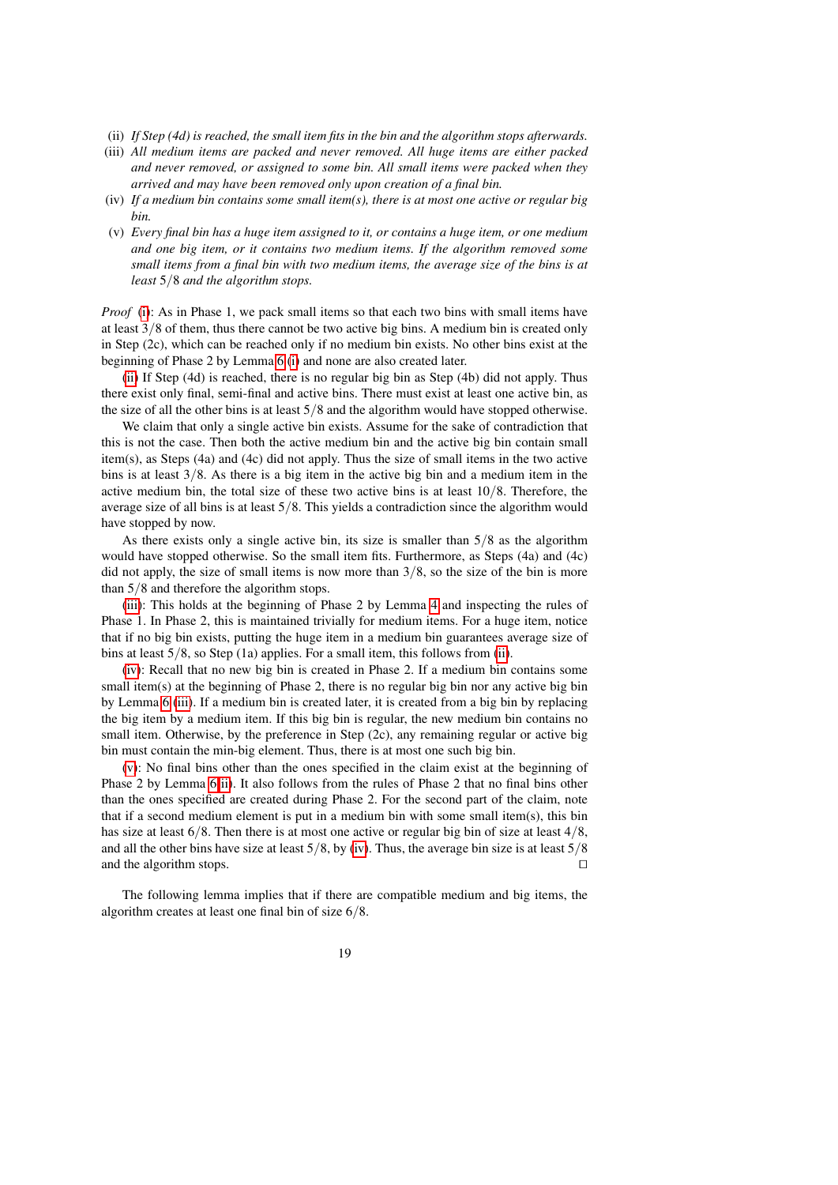(ii) *If Step (4d) is reached, the small item fits in the bin and the algorithm stops afterwards.*

(iii) *All medium items are packed and never removed. All huge items are either packed and never removed, or assigned to some bin. All small items were packed when they arrived and may have been removed only upon creation of a final bin.*

(iv) *If a medium bin contains some small item(s), there is at most one active or regular big bin.*

(v) *Every final bin has a huge item assigned to it, or contains a huge item, or one medium and one big item, or it contains two medium items. If the algorithm removed some small items from a final bin with two medium items, the average size of the bins is at least $5/8$ and the algorithm stops.*

*Proof* (i): As in Phase 1, we pack small items so that each two bins with small items have at least $3/8$ of them, thus there cannot be two active big bins. A medium bin is created only in Step (2c), which can be reached only if no medium bin exists. No other bins exist at the beginning of Phase 2 by Lemma 6 (i) and none are also created later.

(ii) If Step (4d) is reached, there is no regular big bin as Step (4b) did not apply. Thus there exist only final, semi-final and active bins. There must exist at least one active bin, as the size of all the other bins is at least $5/8$ and the algorithm would have stopped otherwise.

We claim that only a single active bin exists. Assume for the sake of contradiction that this is not the case. Then both the active medium bin and the active big bin contain small item(s), as Steps (4a) and (4c) did not apply. Thus the size of small items in the two active bins is at least $3/8$. As there is a big item in the active big bin and a medium item in the active medium bin, the total size of these two active bins is at least $10/8$. Therefore, the average size of all bins is at least $5/8$. This yields a contradiction since the algorithm would have stopped by now.

As there exists only a single active bin, its size is smaller than $5/8$ as the algorithm would have stopped otherwise. So the small item fits. Furthermore, as Steps (4a) and (4c) did not apply, the size of small items is now more than $3/8$, so the size of the bin is more than $5/8$ and therefore the algorithm stops.

(iii): This holds at the beginning of Phase 2 by Lemma 4 and inspecting the rules of Phase 1. In Phase 2, this is maintained trivially for medium items. For a huge item, notice that if no big bin exists, putting the huge item in a medium bin guarantees average size of bins at least $5/8$, so Step (1a) applies. For a small item, this follows from (ii).

(iv): Recall that no new big bin is created in Phase 2. If a medium bin contains some small item(s) at the beginning of Phase 2, there is no regular big bin nor any active big bin by Lemma 6 (iii). If a medium bin is created later, it is created from a big bin by replacing the big item by a medium item. If this big bin is regular, the new medium bin contains no small item. Otherwise, by the preference in Step (2c), any remaining regular or active big bin must contain the min-big element. Thus, there is at most one such big bin.

(v): No final bins other than the ones specified in the claim exist at the beginning of Phase 2 by Lemma 6(ii). It also follows from the rules of Phase 2 that no final bins other than the ones specified are created during Phase 2. For the second part of the claim, note that if a second medium element is put in a medium bin with some small item(s), this bin has size at least $6/8$. Then there is at most one active or regular big bin of size at least $4/8$, and all the other bins have size at least $5/8$, by (iv). Thus, the average bin size is at least $5/8$ and the algorithm stops. $\square$

The following lemma implies that if there are compatible medium and big items, the algorithm creates at least one final bin of size $6/8$.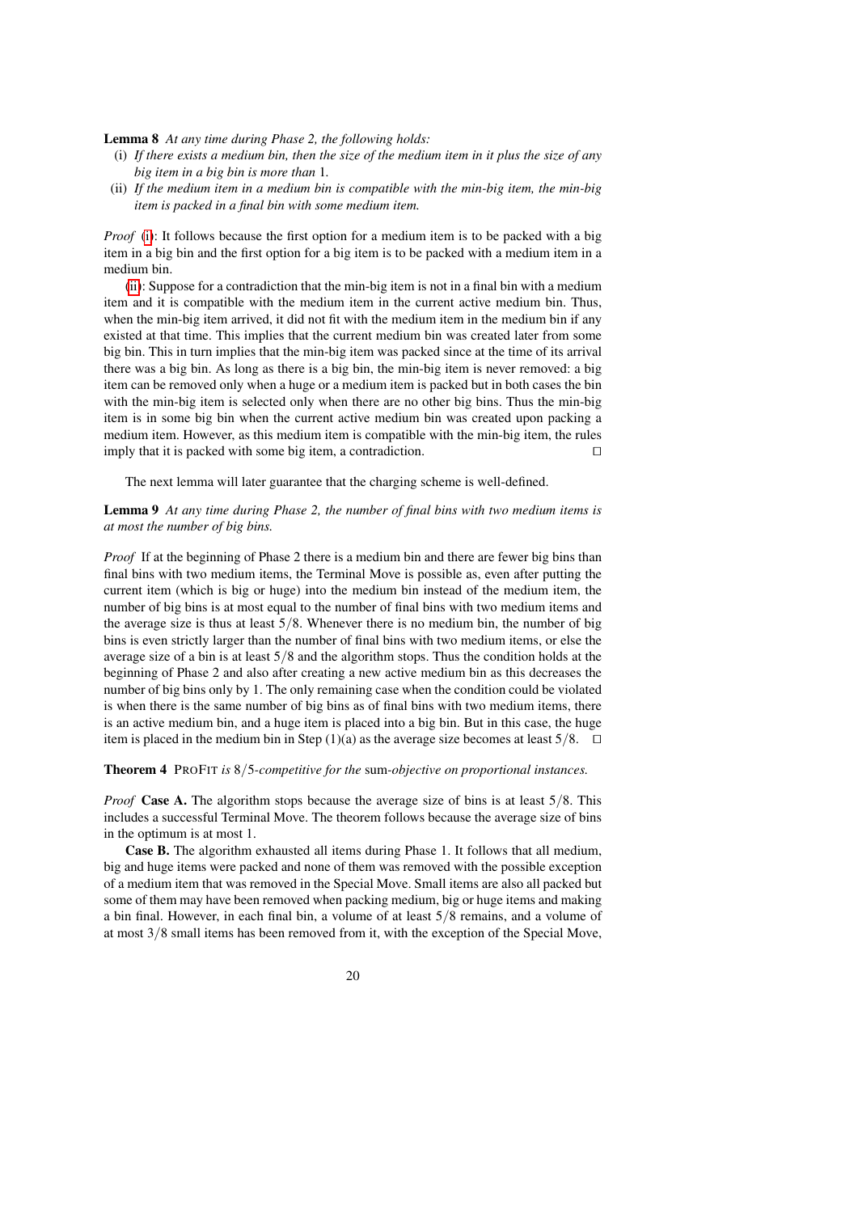**Lemma 8** *At any time during Phase 2, the following holds:*

(i) *If there exists a medium bin, then the size of the medium item in it plus the size of any big item in a big bin is more than* 1.

(ii) *If the medium item in a medium bin is compatible with the min-big item, the min-big item is packed in a final bin with some medium item.*

*Proof* (i): It follows because the first option for a medium item is to be packed with a big item in a big bin and the first option for a big item is to be packed with a medium item in a medium bin.

(ii): Suppose for a contradiction that the min-big item is not in a final bin with a medium item and it is compatible with the medium item in the current active medium bin. Thus, when the min-big item arrived, it did not fit with the medium item in the medium bin if any existed at that time. This implies that the current medium bin was created later from some big bin. This in turn implies that the min-big item was packed since at the time of its arrival there was a big bin. As long as there is a big bin, the min-big item is never removed: a big item can be removed only when a huge or a medium item is packed but in both cases the bin with the min-big item is selected only when there are no other big bins. Thus the min-big item is in some big bin when the current active medium bin was created upon packing a medium item. However, as this medium item is compatible with the min-big item, the rules imply that it is packed with some big item, a contradiction. ◻

The next lemma will later guarantee that the charging scheme is well-defined.

**Lemma 9** *At any time during Phase 2, the number of final bins with two medium items is at most the number of big bins.*

*Proof* If at the beginning of Phase 2 there is a medium bin and there are fewer big bins than final bins with two medium items, the Terminal Move is possible as, even after putting the current item (which is big or huge) into the medium bin instead of the medium item, the number of big bins is at most equal to the number of final bins with two medium items and the average size is thus at least $5/8$. Whenever there is no medium bin, the number of big bins is even strictly larger than the number of final bins with two medium items, or else the average size of a bin is at least $5/8$ and the algorithm stops. Thus the condition holds at the beginning of Phase 2 and also after creating a new active medium bin as this decreases the number of big bins only by 1. The only remaining case when the condition could be violated is when there is the same number of big bins as of final bins with two medium items, there is an active medium bin, and a huge item is placed into a big bin. But in this case, the huge item is placed in the medium bin in Step (1)(a) as the average size becomes at least $5/8$. ◻

**Theorem 4** ProFit *is* $8/5$*-competitive for the* sum*-objective on proportional instances.*

*Proof* **Case A.** The algorithm stops because the average size of bins is at least $5/8$. This includes a successful Terminal Move. The theorem follows because the average size of bins in the optimum is at most 1.

**Case B.** The algorithm exhausted all items during Phase 1. It follows that all medium, big and huge items were packed and none of them was removed with the possible exception of a medium item that was removed in the Special Move. Small items are also all packed but some of them may have been removed when packing medium, big or huge items and making a bin final. However, in each final bin, a volume of at least $5/8$ remains, and a volume of at most $3/8$ small items has been removed from it, with the exception of the Special Move,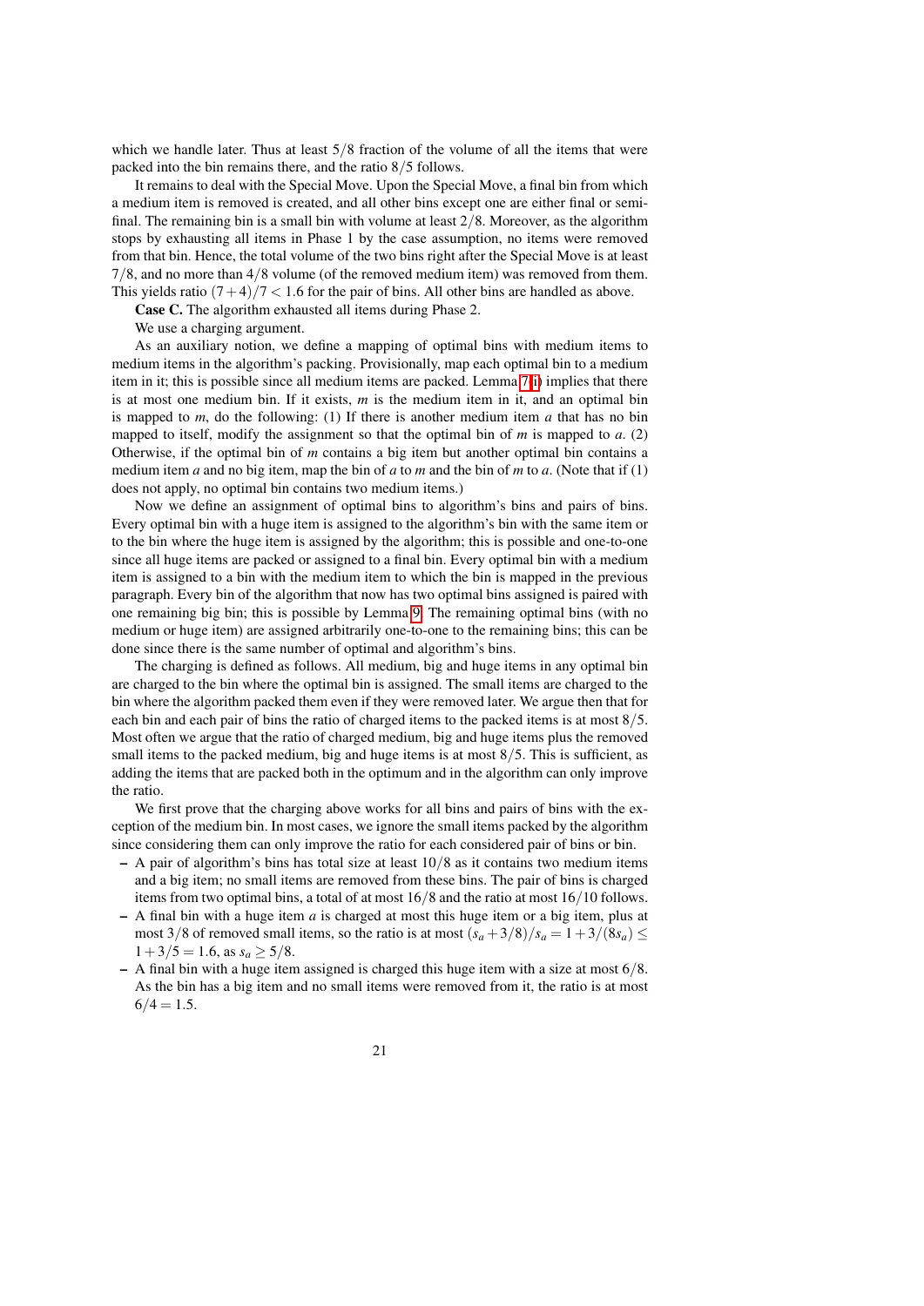which we handle later. Thus at least $5/8$ fraction of the volume of all the items that were packed into the bin remains there, and the ratio $8/5$ follows.

It remains to deal with the Special Move. Upon the Special Move, a final bin from which a medium item is removed is created, and all other bins except one are either final or semi-final. The remaining bin is a small bin with volume at least $2/8$. Moreover, as the algorithm stops by exhausting all items in Phase 1 by the case assumption, no items were removed from that bin. Hence, the total volume of the two bins right after the Special Move is at least $7/8$, and no more than $4/8$ volume (of the removed medium item) was removed from them. This yields ratio $(7+4)/7 < 1.6$ for the pair of bins. All other bins are handled as above.

**Case C.** The algorithm exhausted all items during Phase 2.

We use a charging argument.

As an auxiliary notion, we define a mapping of optimal bins with medium items to medium items in the algorithm's packing. Provisionally, map each optimal bin to a medium item in it; this is possible since all medium items are packed. Lemma 7(i) implies that there is at most one medium bin. If it exists, $m$ is the medium item in it, and an optimal bin is mapped to $m$, do the following: (1) If there is another medium item $a$ that has no bin mapped to itself, modify the assignment so that the optimal bin of $m$ is mapped to $a$. (2) Otherwise, if the optimal bin of $m$ contains a big item but another optimal bin contains a medium item $a$ and no big item, map the bin of $a$ to $m$ and the bin of $m$ to $a$. (Note that if (1) does not apply, no optimal bin contains two medium items.)

Now we define an assignment of optimal bins to algorithm's bins and pairs of bins. Every optimal bin with a huge item is assigned to the algorithm's bin with the same item or to the bin where the huge item is assigned by the algorithm; this is possible and one-to-one since all huge items are packed or assigned to a final bin. Every optimal bin with a medium item is assigned to a bin with the medium item to which the bin is mapped in the previous paragraph. Every bin of the algorithm that now has two optimal bins assigned is paired with one remaining big bin; this is possible by Lemma 9. The remaining optimal bins (with no medium or huge item) are assigned arbitrarily one-to-one to the remaining bins; this can be done since there is the same number of optimal and algorithm's bins.

The charging is defined as follows. All medium, big and huge items in any optimal bin are charged to the bin where the optimal bin is assigned. The small items are charged to the bin where the algorithm packed them even if they were removed later. We argue then that for each bin and each pair of bins the ratio of charged items to the packed items is at most $8/5$. Most often we argue that the ratio of charged medium, big and huge items plus the removed small items to the packed medium, big and huge items is at most $8/5$. This is sufficient, as adding the items that are packed both in the optimum and in the algorithm can only improve the ratio.

We first prove that the charging above works for all bins and pairs of bins with the exception of the medium bin. In most cases, we ignore the small items packed by the algorithm since considering them can only improve the ratio for each considered pair of bins or bin.

- A pair of algorithm's bins has total size at least $10/8$ as it contains two medium items and a big item; no small items are removed from these bins. The pair of bins is charged items from two optimal bins, a total of at most $16/8$ and the ratio at most $16/10$ follows.
- A final bin with a huge item $a$ is charged at most this huge item or a big item, plus at most $3/8$ of removed small items, so the ratio is at most $(s_a+3/8)/s_a = 1+3/(8s_a) \leq 1+3/5 = 1.6$, as $s_a \geq 5/8$.
- A final bin with a huge item assigned is charged this huge item with a size at most $6/8$. As the bin has a big item and no small items were removed from it, the ratio is at most $6/4 = 1.5$.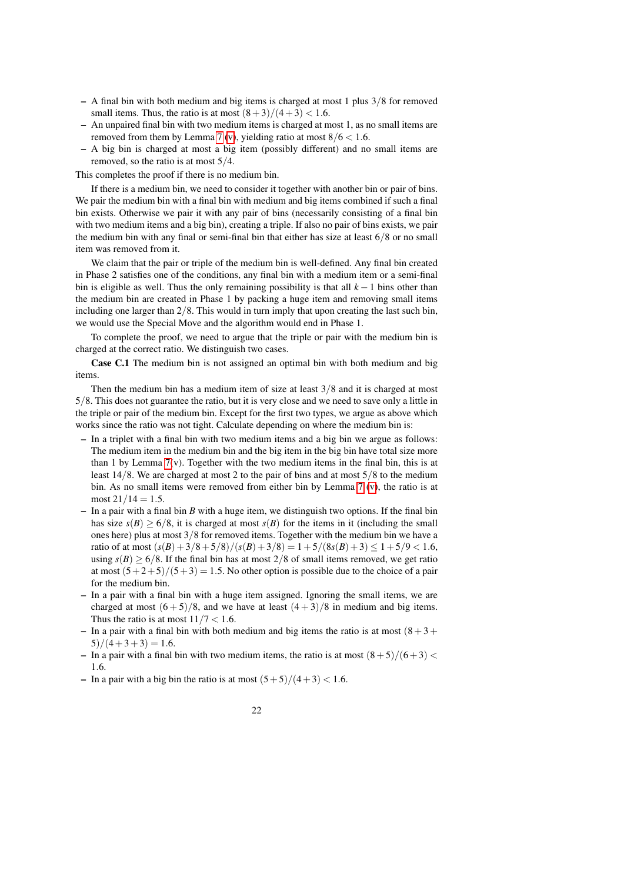- A final bin with both medium and big items is charged at most 1 plus $3/8$ for removed small items. Thus, the ratio is at most $(8+3)/(4+3) < 1.6$.
- An unpaired final bin with two medium items is charged at most 1, as no small items are removed from them by Lemma 7 (v), yielding ratio at most $8/6 < 1.6$.
- A big bin is charged at most a big item (possibly different) and no small items are removed, so the ratio is at most $5/4$.

This completes the proof if there is no medium bin.

If there is a medium bin, we need to consider it together with another bin or pair of bins. We pair the medium bin with a final bin with medium and big items combined if such a final bin exists. Otherwise we pair it with any pair of bins (necessarily consisting of a final bin with two medium items and a big bin), creating a triple. If also no pair of bins exists, we pair the medium bin with any final or semi-final bin that either has size at least $6/8$ or no small item was removed from it.

We claim that the pair or triple of the medium bin is well-defined. Any final bin created in Phase 2 satisfies one of the conditions, any final bin with a medium item or a semi-final bin is eligible as well. Thus the only remaining possibility is that all $k-1$ bins other than the medium bin are created in Phase 1 by packing a huge item and removing small items including one larger than $2/8$. This would in turn imply that upon creating the last such bin, we would use the Special Move and the algorithm would end in Phase 1.

To complete the proof, we need to argue that the triple or pair with the medium bin is charged at the correct ratio. We distinguish two cases.

**Case C.1** The medium bin is not assigned an optimal bin with both medium and big items.

Then the medium bin has a medium item of size at least $3/8$ and it is charged at most $5/8$. This does not guarantee the ratio, but it is very close and we need to save only a little in the triple or pair of the medium bin. Except for the first two types, we argue as above which works since the ratio was not tight. Calculate depending on where the medium bin is:

- In a triplet with a final bin with two medium items and a big bin we argue as follows: The medium item in the medium bin and the big item in the big bin have total size more than 1 by Lemma 7(v). Together with the two medium items in the final bin, this is at least $14/8$. We are charged at most 2 to the pair of bins and at most $5/8$ to the medium bin. As no small items were removed from either bin by Lemma 7 (v), the ratio is at most $21/14 = 1.5$.
- In a pair with a final bin $B$ with a huge item, we distinguish two options. If the final bin has size $s(B) \geq 6/8$, it is charged at most $s(B)$ for the items in it (including the small ones here) plus at most $3/8$ for removed items. Together with the medium bin we have a ratio of at most $(s(B)+3/8+5/8)/(s(B)+3/8) = 1+5/(8s(B)+3) \leq 1+5/9 < 1.6$, using $s(B) \geq 6/8$. If the final bin has at most $2/8$ of small items removed, we get ratio at most $(5+2+5)/(5+3) = 1.5$. No other option is possible due to the choice of a pair for the medium bin.
- In a pair with a final bin with a huge item assigned. Ignoring the small items, we are charged at most $(6+5)/8$, and we have at least $(4+3)/8$ in medium and big items. Thus the ratio is at most $11/7 < 1.6$.
- In a pair with a final bin with both medium and big items the ratio is at most $(8+3+5)/(4+3+3) = 1.6$.
- In a pair with a final bin with two medium items, the ratio is at most $(8+5)/(6+3) < 1.6$.
- In a pair with a big bin the ratio is at most $(5+5)/(4+3) < 1.6$.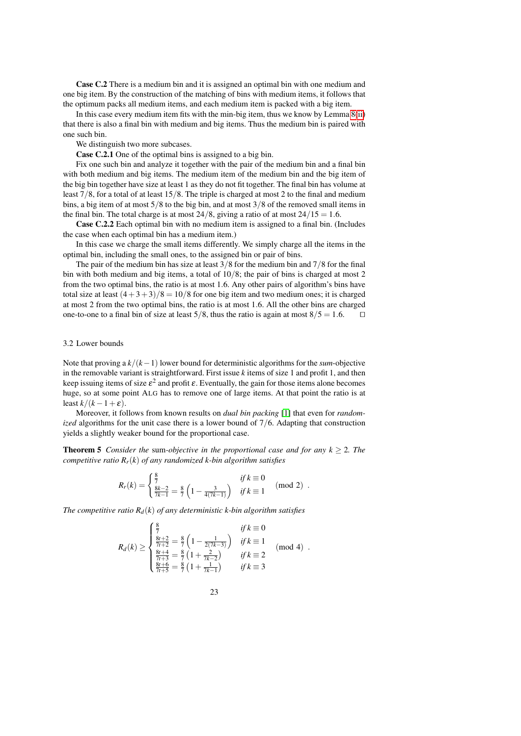**Case C.2** There is a medium bin and it is assigned an optimal bin with one medium and one big item. By the construction of the matching of bins with medium items, it follows that the optimum packs all medium items, and each medium item is packed with a big item.

In this case every medium item fits with the min-big item, thus we know by Lemma 8(ii) that there is also a final bin with medium and big items. Thus the medium bin is paired with one such bin.

We distinguish two more subcases.

**Case C.2.1** One of the optimal bins is assigned to a big bin.

Fix one such bin and analyze it together with the pair of the medium bin and a final bin with both medium and big items. The medium item of the medium bin and the big item of the big bin together have size at least 1 as they do not fit together. The final bin has volume at least $7/8$, for a total of at least $15/8$. The triple is charged at most 2 to the final and medium bins, a big item of at most $5/8$ to the big bin, and at most $3/8$ of the removed small items in the final bin. The total charge is at most $24/8$, giving a ratio of at most $24/15 = 1.6$.

**Case C.2.2** Each optimal bin with no medium item is assigned to a final bin. (Includes the case when each optimal bin has a medium item.)

In this case we charge the small items differently. We simply charge all the items in the optimal bin, including the small ones, to the assigned bin or pair of bins.

The pair of the medium bin has size at least $3/8$ for the medium bin and $7/8$ for the final bin with both medium and big items, a total of $10/8$; the pair of bins is charged at most 2 from the two optimal bins, the ratio is at most 1.6. Any other pairs of algorithm's bins have total size at least $(4+3+3)/8 = 10/8$ for one big item and two medium ones; it is charged at most 2 from the two optimal bins, the ratio is at most 1.6. All the other bins are charged one-to-one to a final bin of size at least $5/8$, thus the ratio is again at most $8/5 = 1.6$. □

### 3.2 Lower bounds

Note that proving a $k/(k-1)$ lower bound for deterministic algorithms for the *sum*-objective in the removable variant is straightforward. First issue $k$ items of size 1 and profit 1, and then keep issuing items of size $\varepsilon^2$ and profit $\varepsilon$. Eventually, the gain for those items alone becomes huge, so at some point ALG has to remove one of large items. At that point the ratio is at least $k/(k-1+\varepsilon)$.

Moreover, it follows from known results on *dual bin packing* [1] that even for *randomized* algorithms for the unit case there is a lower bound of $7/6$. Adapting that construction yields a slightly weaker bound for the proportional case.

**Theorem 5** *Consider the* sum-*objective in the proportional case and for any* $k \geq 2$*. The competitive ratio* $R_r(k)$ *of any randomized* $k$*-bin algorithm satisfies*

$$R_r(k) = \begin{cases} \frac{8}{7} & \text{if } k \equiv 0 \\ \frac{8k-2}{7k-1} = \frac{8}{7}\left(1 - \frac{3}{4(7k-1)}\right) & \text{if } k \equiv 1 \end{cases} \pmod 2 .$$

*The competitive ratio* $R_d(k)$ *of any deterministic* $k$*-bin algorithm satisfies*

$$R_d(k) \geq \begin{cases} \frac{8}{7} & \text{if } k \equiv 0 \\ \frac{8t+2}{7t+2} = \frac{8}{7}\left(1 - \frac{1}{2(7k-3)}\right) & \text{if } k \equiv 1 \\ \frac{8t+4}{7t+3} = \frac{8}{7}\left(1 + \frac{2}{7k-2}\right) & \text{if } k \equiv 2 \\ \frac{8t+6}{7t+5} = \frac{8}{7}\left(1 + \frac{1}{7k-1}\right) & \text{if } k \equiv 3 \end{cases} \pmod 4 .$$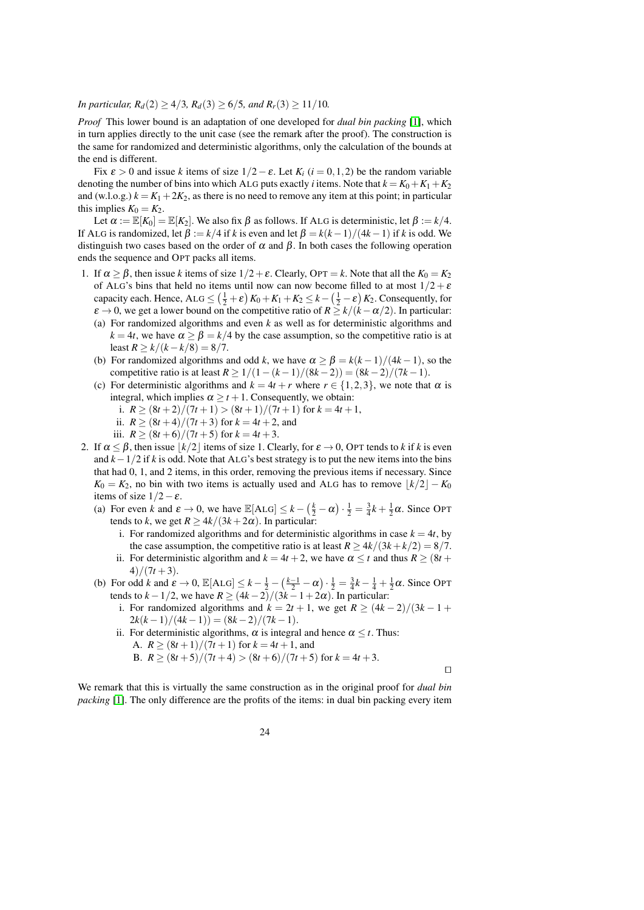*In particular, $R_d(2) \geq 4/3$, $R_d(3) \geq 6/5$, and $R_r(3) \geq 11/10$.*

*Proof* This lower bound is an adaptation of one developed for *dual bin packing* [1], which in turn applies directly to the unit case (see the remark after the proof). The construction is the same for randomized and deterministic algorithms, only the calculation of the bounds at the end is different.

Fix $\varepsilon > 0$ and issue $k$ items of size $1/2 - \varepsilon$. Let $K_i$ ($i = 0, 1, 2$) be the random variable denoting the number of bins into which ALG puts exactly $i$ items. Note that $k = K_0 + K_1 + K_2$ and (w.l.o.g.) $k = K_1 + 2K_2$, as there is no need to remove any item at this point; in particular this implies $K_0 = K_2$.

Let $\alpha := \mathbb{E}[K_0] = \mathbb{E}[K_2]$. We also fix $\beta$ as follows. If ALG is deterministic, let $\beta := k/4$. If ALG is randomized, let $\beta := k/4$ if $k$ is even and let $\beta = k(k-1)/(4k-1)$ if $k$ is odd. We distinguish two cases based on the order of $\alpha$ and $\beta$. In both cases the following operation ends the sequence and OPT packs all items.

1. If $\alpha \geq \beta$, then issue $k$ items of size $1/2 + \varepsilon$. Clearly, OPT $= k$. Note that all the $K_0 = K_2$ of ALG's bins that held no items until now can now become filled to at most $1/2 + \varepsilon$ capacity each. Hence, ALG $\leq \left(\frac{1}{2} + \varepsilon\right) K_0 + K_1 + K_2 \leq k - \left(\frac{1}{2} - \varepsilon\right) K_2$. Consequently, for $\varepsilon \to 0$, we get a lower bound on the competitive ratio of $R \geq k/(k - \alpha/2)$. In particular:
   (a) For randomized algorithms and even $k$ as well as for deterministic algorithms and $k = 4t$, we have $\alpha \geq \beta = k/4$ by the case assumption, so the competitive ratio is at least $R \geq k/(k - k/8) = 8/7$.
   (b) For randomized algorithms and odd $k$, we have $\alpha \geq \beta = k(k-1)/(4k-1)$, so the competitive ratio is at least $R \geq 1/(1 - (k-1)/(8k-2)) = (8k-2)/(7k-1)$.
   (c) For deterministic algorithms and $k = 4t + r$ where $r \in \{1, 2, 3\}$, we note that $\alpha$ is integral, which implies $\alpha \geq t + 1$. Consequently, we obtain:
      i. $R \geq (8t+2)/(7t+1) > (8t+1)/(7t+1)$ for $k = 4t+1$,
      ii. $R \geq (8t+4)/(7t+3)$ for $k = 4t+2$, and
      iii. $R \geq (8t+6)/(7t+5)$ for $k = 4t+3$.
2. If $\alpha \leq \beta$, then issue $\lfloor k/2 \rfloor$ items of size 1. Clearly, for $\varepsilon \to 0$, OPT tends to $k$ if $k$ is even and $k - 1/2$ if $k$ is odd. Note that ALG's best strategy is to put the new items into the bins that had 0, 1, and 2 items, in this order, removing the previous items if necessary. Since $K_0 = K_2$, no bin with two items is actually used and ALG has to remove $\lfloor k/2 \rfloor - K_0$ items of size $1/2 - \varepsilon$.
   (a) For even $k$ and $\varepsilon \to 0$, we have $\mathbb{E}[\text{ALG}] \leq k - \left(\frac{k}{2} - \alpha\right) \cdot \frac{1}{2} = \frac{3}{4}k + \frac{1}{2}\alpha$. Since OPT tends to $k$, we get $R \geq 4k/(3k + 2\alpha)$. In particular:
      i. For randomized algorithms and for deterministic algorithms in case $k = 4t$, by the case assumption, the competitive ratio is at least $R \geq 4k/(3k + k/2) = 8/7$.
      ii. For deterministic algorithm and $k = 4t+2$, we have $\alpha \leq t$ and thus $R \geq (8t+4)/(7t+3)$.
   (b) For odd $k$ and $\varepsilon \to 0$, $\mathbb{E}[\text{ALG}] \leq k - \frac{1}{2} - \left(\frac{k-1}{2} - \alpha\right) \cdot \frac{1}{2} = \frac{3}{4}k - \frac{1}{4} + \frac{1}{2}\alpha$. Since OPT tends to $k - 1/2$, we have $R \geq (4k-2)/(3k - 1 + 2\alpha)$. In particular:
      i. For randomized algorithms and $k = 2t+1$, we get $R \geq (4k-2)/(3k - 1 + 2k(k-1)/(4k-1)) = (8k-2)/(7k-1)$.
      ii. For deterministic algorithms, $\alpha$ is integral and hence $\alpha \leq t$. Thus:
         A. $R \geq (8t+1)/(7t+1)$ for $k = 4t+1$, and
         B. $R \geq (8t+5)/(7t+4) > (8t+6)/(7t+5)$ for $k = 4t+3$.

□

We remark that this is virtually the same construction as in the original proof for *dual bin packing* [1]. The only difference are the profits of the items: in dual bin packing every item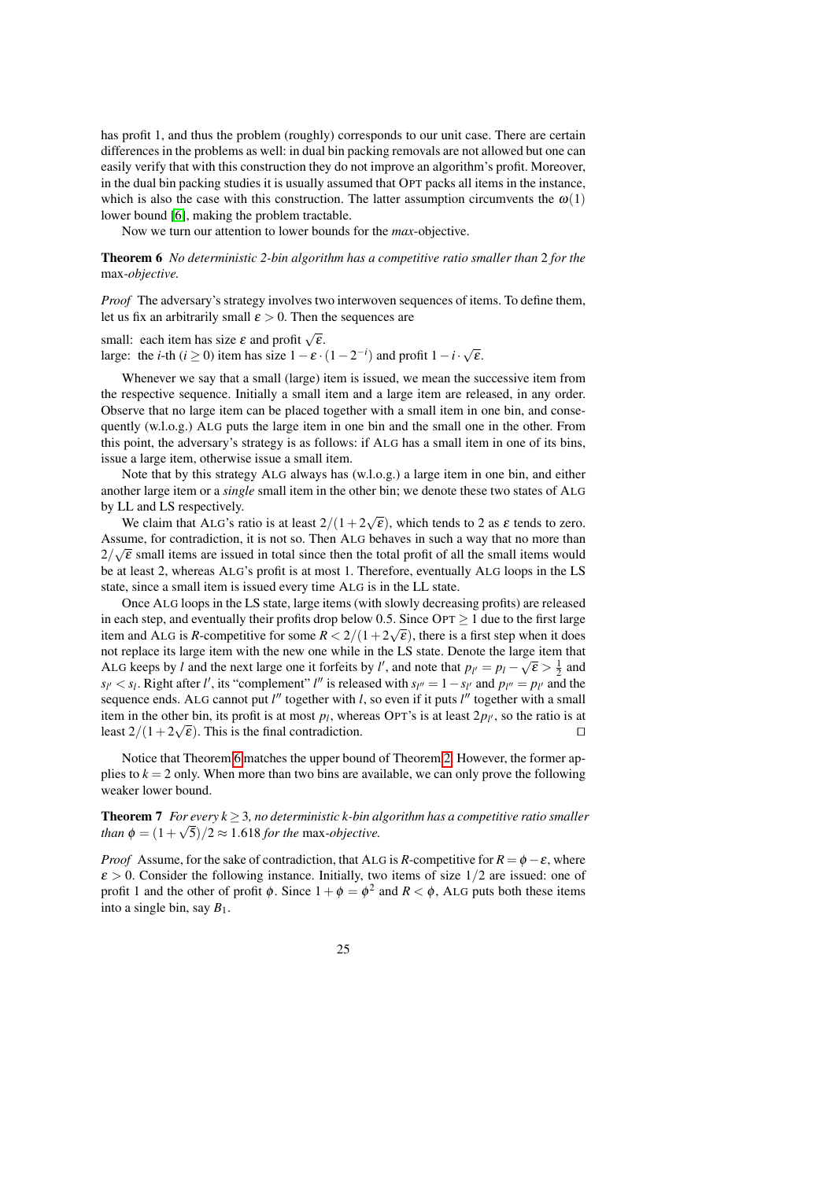has profit 1, and thus the problem (roughly) corresponds to our unit case. There are certain differences in the problems as well: in dual bin packing removals are not allowed but one can easily verify that with this construction they do not improve an algorithm's profit. Moreover, in the dual bin packing studies it is usually assumed that OPT packs all items in the instance, which is also the case with this construction. The latter assumption circumvents the $\omega(1)$ lower bound [6], making the problem tractable.

Now we turn our attention to lower bounds for the *max*-objective.

**Theorem 6** *No deterministic 2-bin algorithm has a competitive ratio smaller than 2 for the max-objective.*

*Proof* The adversary's strategy involves two interwoven sequences of items. To define them, let us fix an arbitrarily small $\varepsilon > 0$. Then the sequences are

small: each item has size $\varepsilon$ and profit $\sqrt{\varepsilon}$.
large: the $i$-th ($i \geq 0$) item has size $1 - \varepsilon \cdot (1 - 2^{-i})$ and profit $1 - i \cdot \sqrt{\varepsilon}$.

Whenever we say that a small (large) item is issued, we mean the successive item from the respective sequence. Initially a small item and a large item are released, in any order. Observe that no large item can be placed together with a small item in one bin, and consequently (w.l.o.g.) ALG puts the large item in one bin and the small one in the other. From this point, the adversary's strategy is as follows: if ALG has a small item in one of its bins, issue a large item, otherwise issue a small item.

Note that by this strategy ALG always has (w.l.o.g.) a large item in one bin, and either another large item or a *single* small item in the other bin; we denote these two states of ALG by LL and LS respectively.

We claim that ALG's ratio is at least $2/(1+2\sqrt{\varepsilon})$, which tends to 2 as $\varepsilon$ tends to zero. Assume, for contradiction, it is not so. Then ALG behaves in such a way that no more than $2/\sqrt{\varepsilon}$ small items are issued in total since then the total profit of all the small items would be at least 2, whereas ALG's profit is at most 1. Therefore, eventually ALG loops in the LS state, since a small item is issued every time ALG is in the LL state.

Once ALG loops in the LS state, large items (with slowly decreasing profits) are released in each step, and eventually their profits drop below 0.5. Since OPT $\geq 1$ due to the first large item and ALG is $R$-competitive for some $R < 2/(1+2\sqrt{\varepsilon})$, there is a first step when it does not replace its large item with the new one while in the LS state. Denote the large item that ALG keeps by $l$ and the next large one it forfeits by $l'$, and note that $p_{l'} = p_l - \sqrt{\varepsilon} > \frac{1}{2}$ and $s_{l'} < s_l$. Right after $l'$, its "complement" $l''$ is released with $s_{l''} = 1 - s_{l'}$ and $p_{l''} = p_{l'}$ and the sequence ends. ALG cannot put $l''$ together with $l$, so even if it puts $l''$ together with a small item in the other bin, its profit is at most $p_l$, whereas OPT's is at least $2p_{l'}$, so the ratio is at least $2/(1+2\sqrt{\varepsilon})$. This is the final contradiction. $\square$

Notice that Theorem 6 matches the upper bound of Theorem 2. However, the former applies to $k = 2$ only. When more than two bins are available, we can only prove the following weaker lower bound.

**Theorem 7** *For every $k \geq 3$, no deterministic $k$-bin algorithm has a competitive ratio smaller than $\phi = (1+\sqrt{5})/2 \approx 1.618$ for the max-objective.*

*Proof* Assume, for the sake of contradiction, that ALG is $R$-competitive for $R = \phi - \varepsilon$, where $\varepsilon > 0$. Consider the following instance. Initially, two items of size $1/2$ are issued: one of profit 1 and the other of profit $\phi$. Since $1 + \phi = \phi^2$ and $R < \phi$, ALG puts both these items into a single bin, say $B_1$.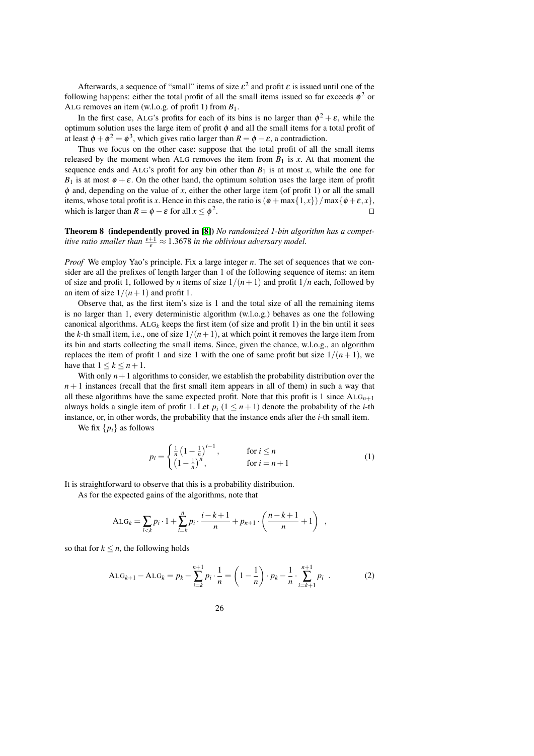Afterwards, a sequence of "small" items of size $\varepsilon^2$ and profit $\varepsilon$ is issued until one of the following happens: either the total profit of all the small items issued so far exceeds $\phi^2$ or ALG removes an item (w.l.o.g. of profit 1) from $B_1$.

In the first case, ALG's profits for each of its bins is no larger than $\phi^2 + \varepsilon$, while the optimum solution uses the large item of profit $\phi$ and all the small items for a total profit of at least $\phi + \phi^2 = \phi^3$, which gives ratio larger than $R = \phi - \varepsilon$, a contradiction.

Thus we focus on the other case: suppose that the total profit of all the small items released by the moment when ALG removes the item from $B_1$ is $x$. At that moment the sequence ends and ALG's profit for any bin other than $B_1$ is at most $x$, while the one for $B_1$ is at most $\phi + \varepsilon$. On the other hand, the optimum solution uses the large item of profit $\phi$ and, depending on the value of $x$, either the other large item (of profit 1) or all the small items, whose total profit is $x$. Hence in this case, the ratio is $(\phi + \max\{1,x\}) / \max\{\phi + \varepsilon, x\}$, which is larger than $R = \phi - \varepsilon$ for all $x \leq \phi^2$. □

**Theorem 8 (independently proved in [8])** *No randomized 1-bin algorithm has a competitive ratio smaller than $\frac{e+1}{e} \approx 1.3678$ in the oblivious adversary model.*

*Proof* We employ Yao's principle. Fix a large integer $n$. The set of sequences that we consider are all the prefixes of length larger than 1 of the following sequence of items: an item of size and profit 1, followed by $n$ items of size $1/(n+1)$ and profit $1/n$ each, followed by an item of size $1/(n+1)$ and profit 1.

Observe that, as the first item's size is 1 and the total size of all the remaining items is no larger than 1, every deterministic algorithm (w.l.o.g.) behaves as one the following canonical algorithms. $\text{ALG}_k$ keeps the first item (of size and profit 1) in the bin until it sees the $k$-th small item, i.e., one of size $1/(n+1)$, at which point it removes the large item from its bin and starts collecting the small items. Since, given the chance, w.l.o.g., an algorithm replaces the item of profit 1 and size 1 with the one of same profit but size $1/(n+1)$, we have that $1 \leq k \leq n+1$.

With only $n+1$ algorithms to consider, we establish the probability distribution over the $n+1$ instances (recall that the first small item appears in all of them) in such a way that all these algorithms have the same expected profit. Note that this profit is 1 since $\text{ALG}_{n+1}$ always holds a single item of profit 1. Let $p_i$ ($1 \leq n+1$) denote the probability of the $i$-th instance, or, in other words, the probability that the instance ends after the $i$-th small item.

We fix $\{p_i\}$ as follows

$$p_i = \begin{cases} \frac{1}{n}\left(1 - \frac{1}{n}\right)^{i-1}, & \text{for } i \leq n \\ \left(1 - \frac{1}{n}\right)^{n}, & \text{for } i = n+1 \end{cases} \tag{1}$$

It is straightforward to observe that this is a probability distribution.

As for the expected gains of the algorithms, note that

$$\text{ALG}_k = \sum_{i<k} p_i \cdot 1 + \sum_{i=k}^{n} p_i \cdot \frac{i-k+1}{n} + p_{n+1} \cdot \left(\frac{n-k+1}{n} + 1\right) \quad ,$$

so that for $k \leq n$, the following holds

$$\text{ALG}_{k+1} - \text{ALG}_k = p_k - \sum_{i=k}^{n+1} p_i \cdot \frac{1}{n} = \left(1 - \frac{1}{n}\right) \cdot p_k - \frac{1}{n} \cdot \sum_{i=k+1}^{n+1} p_i \quad . \tag{2}$$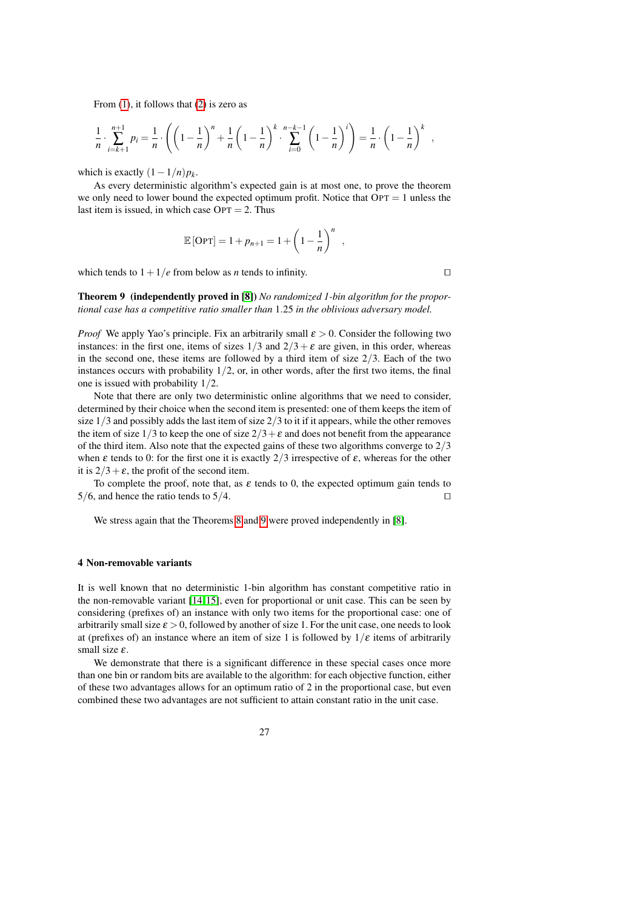From (1), it follows that (2) is zero as

$$\frac{1}{n}\cdot\sum_{i=k+1}^{n+1} p_i = \frac{1}{n}\cdot\left(\left(1-\frac{1}{n}\right)^n + \frac{1}{n}\left(1-\frac{1}{n}\right)^k\cdot\sum_{i=0}^{n-k-1}\left(1-\frac{1}{n}\right)^i\right) = \frac{1}{n}\cdot\left(1-\frac{1}{n}\right)^k \;,$$

which is exactly $(1-1/n)p_k$.

As every deterministic algorithm's expected gain is at most one, to prove the theorem we only need to lower bound the expected optimum profit. Notice that $\text{OPT} = 1$ unless the last item is issued, in which case $\text{OPT} = 2$. Thus

$$\mathbb{E}[\text{OPT}] = 1 + p_{n+1} = 1 + \left(1-\frac{1}{n}\right)^n \;,$$

which tends to $1+1/e$ from below as $n$ tends to infinity. □

**Theorem 9 (independently proved in [8])** *No randomized 1-bin algorithm for the proportional case has a competitive ratio smaller than* 1.25 *in the oblivious adversary model.*

*Proof* We apply Yao's principle. Fix an arbitrarily small $\varepsilon > 0$. Consider the following two instances: in the first one, items of sizes $1/3$ and $2/3+\varepsilon$ are given, in this order, whereas in the second one, these items are followed by a third item of size $2/3$. Each of the two instances occurs with probability $1/2$, or, in other words, after the first two items, the final one is issued with probability $1/2$.

Note that there are only two deterministic online algorithms that we need to consider, determined by their choice when the second item is presented: one of them keeps the item of size $1/3$ and possibly adds the last item of size $2/3$ to it if it appears, while the other removes the item of size $1/3$ to keep the one of size $2/3+\varepsilon$ and does not benefit from the appearance of the third item. Also note that the expected gains of these two algorithms converge to $2/3$ when $\varepsilon$ tends to 0: for the first one it is exactly $2/3$ irrespective of $\varepsilon$, whereas for the other it is $2/3+\varepsilon$, the profit of the second item.

To complete the proof, note that, as $\varepsilon$ tends to 0, the expected optimum gain tends to $5/6$, and hence the ratio tends to $5/4$. □

We stress again that the Theorems 8 and 9 were proved independently in [8].

## 4 Non-removable variants

It is well known that no deterministic 1-bin algorithm has constant competitive ratio in the non-removable variant [14, 15], even for proportional or unit case. This can be seen by considering (prefixes of) an instance with only two items for the proportional case: one of arbitrarily small size $\varepsilon > 0$, followed by another of size 1. For the unit case, one needs to look at (prefixes of) an instance where an item of size 1 is followed by $1/\varepsilon$ items of arbitrarily small size $\varepsilon$.

We demonstrate that there is a significant difference in these special cases once more than one bin or random bits are available to the algorithm: for each objective function, either of these two advantages allows for an optimum ratio of 2 in the proportional case, but even combined these two advantages are not sufficient to attain constant ratio in the unit case.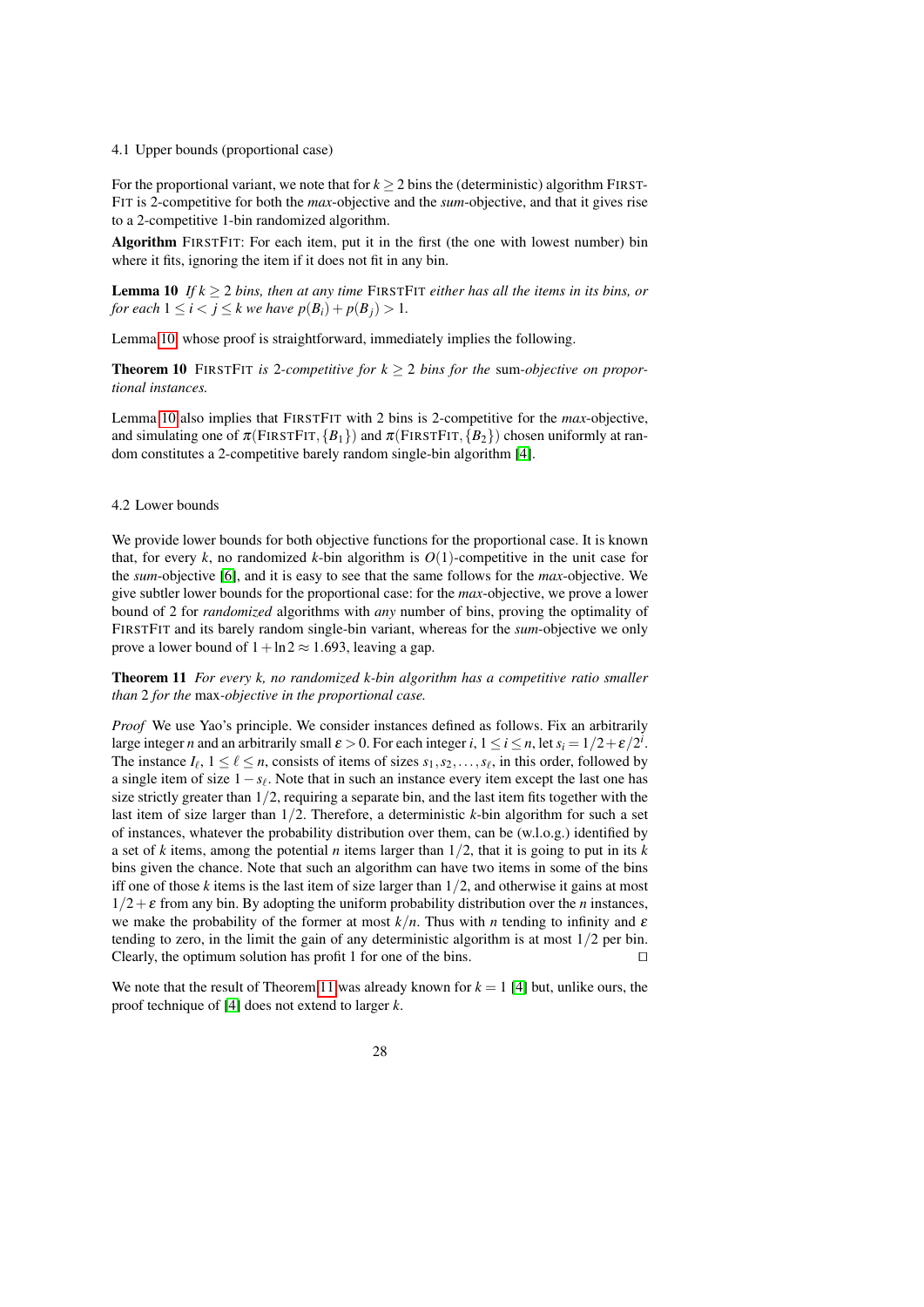### 4.1 Upper bounds (proportional case)

For the proportional variant, we note that for $k \geq 2$ bins the (deterministic) algorithm FIRSTFIT is 2-competitive for both the *max*-objective and the *sum*-objective, and that it gives rise to a 2-competitive 1-bin randomized algorithm.

**Algorithm** FIRSTFIT: For each item, put it in the first (the one with lowest number) bin where it fits, ignoring the item if it does not fit in any bin.

**Lemma 10** *If $k \geq 2$ bins, then at any time* FIRSTFIT *either has all the items in its bins, or for each $1 \leq i < j \leq k$ we have $p(B_i) + p(B_j) > 1$.*

Lemma 10, whose proof is straightforward, immediately implies the following.

**Theorem 10** FIRSTFIT *is 2-competitive for $k \geq 2$ bins for the* sum*-objective on proportional instances.*

Lemma 10 also implies that FIRSTFIT with 2 bins is 2-competitive for the *max*-objective, and simulating one of $\pi(\text{FIRSTFIT}, \{B_1\})$ and $\pi(\text{FIRSTFIT}, \{B_2\})$ chosen uniformly at random constitutes a 2-competitive barely random single-bin algorithm [4].

### 4.2 Lower bounds

We provide lower bounds for both objective functions for the proportional case. It is known that, for every $k$, no randomized $k$-bin algorithm is $O(1)$-competitive in the unit case for the *sum*-objective [6], and it is easy to see that the same follows for the *max*-objective. We give subtler lower bounds for the proportional case: for the *max*-objective, we prove a lower bound of 2 for *randomized* algorithms with *any* number of bins, proving the optimality of FIRSTFIT and its barely random single-bin variant, whereas for the *sum*-objective we only prove a lower bound of $1 + \ln 2 \approx 1.693$, leaving a gap.

**Theorem 11** *For every $k$, no randomized $k$-bin algorithm has a competitive ratio smaller than 2 for the* max*-objective in the proportional case.*

*Proof* We use Yao's principle. We consider instances defined as follows. Fix an arbitrarily large integer $n$ and an arbitrarily small $\varepsilon > 0$. For each integer $i$, $1 \leq i \leq n$, let $s_i = 1/2 + \varepsilon/2^i$. The instance $I_\ell$, $1 \leq \ell \leq n$, consists of items of sizes $s_1, s_2, \ldots, s_\ell$, in this order, followed by a single item of size $1 - s_\ell$. Note that in such an instance every item except the last one has size strictly greater than $1/2$, requiring a separate bin, and the last item fits together with the last item of size larger than $1/2$. Therefore, a deterministic $k$-bin algorithm for such a set of instances, whatever the probability distribution over them, can be (w.l.o.g.) identified by a set of $k$ items, among the potential $n$ items larger than $1/2$, that it is going to put in its $k$ bins given the chance. Note that such an algorithm can have two items in some of the bins iff one of those $k$ items is the last item of size larger than $1/2$, and otherwise it gains at most $1/2 + \varepsilon$ from any bin. By adopting the uniform probability distribution over the $n$ instances, we make the probability of the former at most $k/n$. Thus with $n$ tending to infinity and $\varepsilon$ tending to zero, in the limit the gain of any deterministic algorithm is at most $1/2$ per bin. Clearly, the optimum solution has profit 1 for one of the bins. □

We note that the result of Theorem 11 was already known for $k = 1$ [4] but, unlike ours, the proof technique of [4] does not extend to larger $k$.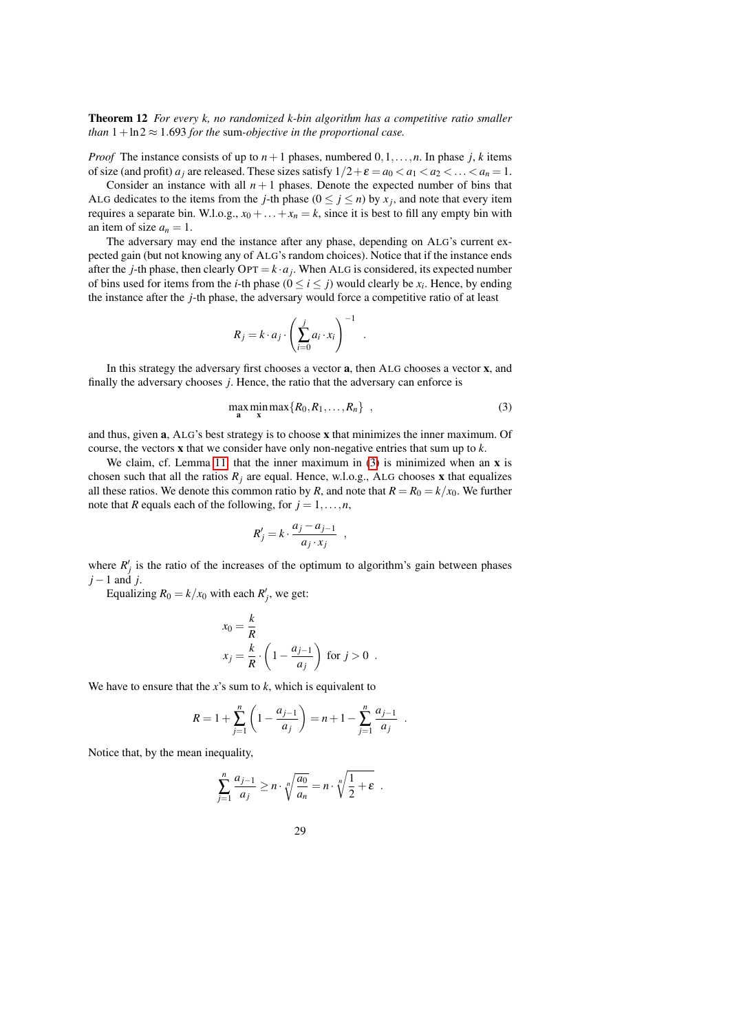**Theorem 12** *For every $k$, no randomized $k$-bin algorithm has a competitive ratio smaller than $1 + \ln 2 \approx 1.693$ for the* sum*-objective in the proportional case.*

*Proof* The instance consists of up to $n+1$ phases, numbered $0, 1, \ldots, n$. In phase $j$, $k$ items of size (and profit) $a_j$ are released. These sizes satisfy $1/2 + \varepsilon = a_0 < a_1 < a_2 < \ldots < a_n = 1$.

Consider an instance with all $n+1$ phases. Denote the expected number of bins that ALG dedicates to the items from the $j$-th phase ($0 \le j \le n$) by $x_j$, and note that every item requires a separate bin. W.l.o.g., $x_0 + \ldots + x_n = k$, since it is best to fill any empty bin with an item of size $a_n = 1$.

The adversary may end the instance after any phase, depending on ALG's current expected gain (but not knowing any of ALG's random choices). Notice that if the instance ends after the $j$-th phase, then clearly OPT $= k \cdot a_j$. When ALG is considered, its expected number of bins used for items from the $i$-th phase ($0 \le i \le j$) would clearly be $x_i$. Hence, by ending the instance after the $j$-th phase, the adversary would force a competitive ratio of at least

$$R_j = k \cdot a_j \cdot \left( \sum_{i=0}^{j} a_i \cdot x_i \right)^{-1} .$$

In this strategy the adversary first chooses a vector $\mathbf{a}$, then ALG chooses a vector $\mathbf{x}$, and finally the adversary chooses $j$. Hence, the ratio that the adversary can enforce is

$$\max_{\mathbf{a}} \min_{\mathbf{x}} \max\{R_0, R_1, \ldots, R_n\} \ , \tag{3}$$

and thus, given $\mathbf{a}$, ALG's best strategy is to choose $\mathbf{x}$ that minimizes the inner maximum. Of course, the vectors $\mathbf{x}$ that we consider have only non-negative entries that sum up to $k$.

We claim, cf. Lemma 11, that the inner maximum in (3) is minimized when an $\mathbf{x}$ is chosen such that all the ratios $R_j$ are equal. Hence, w.l.o.g., ALG chooses $\mathbf{x}$ that equalizes all these ratios. We denote this common ratio by $R$, and note that $R = R_0 = k/x_0$. We further note that $R$ equals each of the following, for $j = 1, \ldots, n$,

$$R'_j = k \cdot \frac{a_j - a_{j-1}}{a_j \cdot x_j} \ ,$$

where $R'_j$ is the ratio of the increases of the optimum to algorithm's gain between phases $j-1$ and $j$.

Equalizing $R_0 = k/x_0$ with each $R'_j$, we get:

$$x_0 = \frac{k}{R}$$
$$x_j = \frac{k}{R} \cdot \left(1 - \frac{a_{j-1}}{a_j}\right) \text{ for } j > 0 \ .$$

We have to ensure that the $x$'s sum to $k$, which is equivalent to

$$R = 1 + \sum_{j=1}^{n} \left(1 - \frac{a_{j-1}}{a_j}\right) = n + 1 - \sum_{j=1}^{n} \frac{a_{j-1}}{a_j} \ .$$

Notice that, by the mean inequality,

$$\sum_{j=1}^{n} \frac{a_{j-1}}{a_j} \ge n \cdot \sqrt[n]{\frac{a_0}{a_n}} = n \cdot \sqrt[n]{\frac{1}{2} + \varepsilon} \ .$$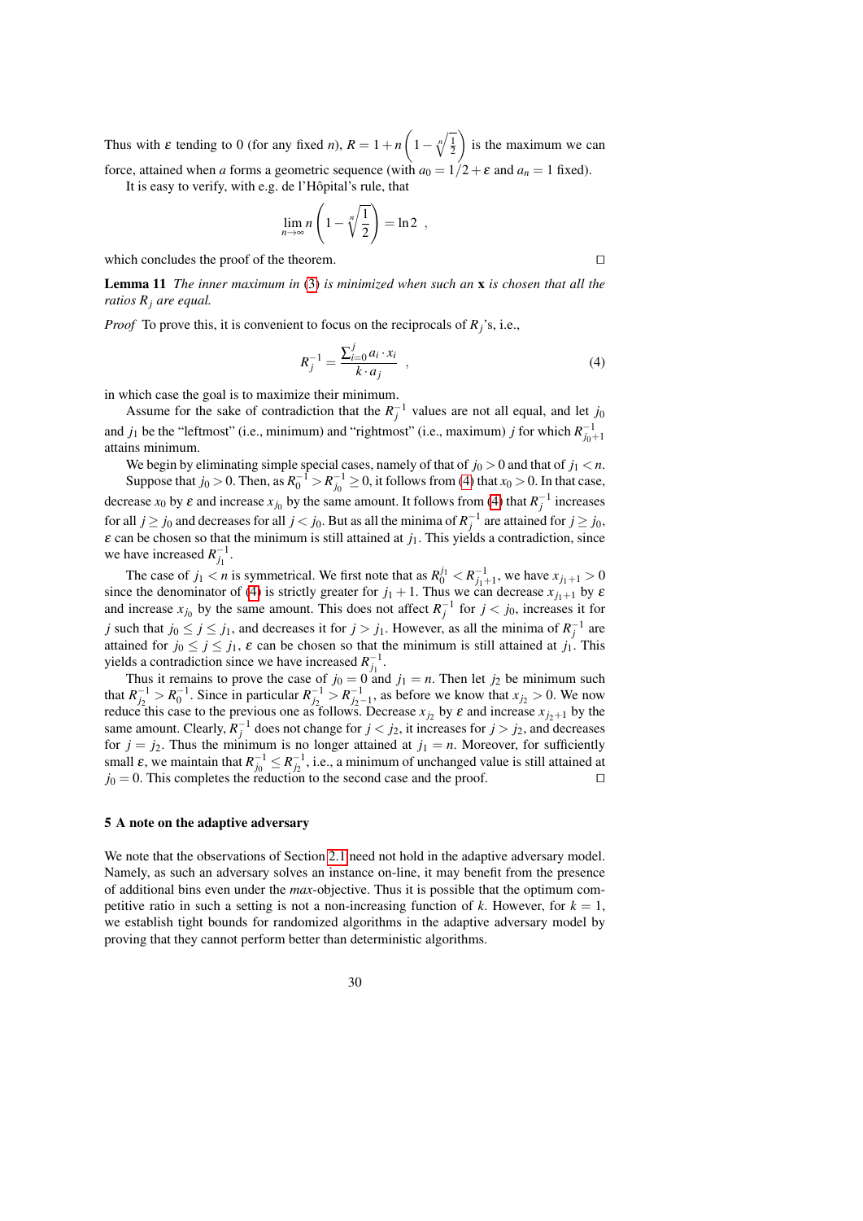Thus with $\varepsilon$ tending to 0 (for any fixed $n$), $R = 1 + n\left(1 - \sqrt[n]{\frac{1}{2}}\right)$ is the maximum we can force, attained when $a$ forms a geometric sequence (with $a_0 = 1/2 + \varepsilon$ and $a_n = 1$ fixed).

It is easy to verify, with e.g. de l'Hôpital's rule, that

$$\lim_{n\to\infty} n\left(1 - \sqrt[n]{\frac{1}{2}}\right) = \ln 2 \ ,$$

which concludes the proof of the theorem. □

**Lemma 11** *The inner maximum in (3) is minimized when such an* $\mathbf{x}$ *is chosen that all the ratios* $R_j$ *are equal.*

*Proof* To prove this, it is convenient to focus on the reciprocals of $R_j$'s, i.e.,

$$R_j^{-1} = \frac{\sum_{i=0}^{j} a_i \cdot x_i}{k \cdot a_j} \ , \tag{4}$$

in which case the goal is to maximize their minimum.

Assume for the sake of contradiction that the $R_j^{-1}$ values are not all equal, and let $j_0$ and $j_1$ be the "leftmost" (i.e., minimum) and "rightmost" (i.e., maximum) $j$ for which $R_{j_0+1}^{-1}$ attains minimum.

We begin by eliminating simple special cases, namely of that of $j_0 > 0$ and that of $j_1 < n$.

Suppose that $j_0 > 0$. Then, as $R_0^{-1} > R_{j_0}^{-1} \geq 0$, it follows from (4) that $x_0 > 0$. In that case, decrease $x_0$ by $\varepsilon$ and increase $x_{j_0}$ by the same amount. It follows from (4) that $R_j^{-1}$ increases for all $j \geq j_0$ and decreases for all $j < j_0$. But as all the minima of $R_j^{-1}$ are attained for $j \geq j_0$, $\varepsilon$ can be chosen so that the minimum is still attained at $j_1$. This yields a contradiction, since we have increased $R_{j_1}^{-1}$.

The case of $j_1 < n$ is symmetrical. We first note that as $R_0^{j_1} < R_{j_1+1}^{-1}$, we have $x_{j_1+1} > 0$ since the denominator of (4) is strictly greater for $j_1 + 1$. Thus we can decrease $x_{j_1+1}$ by $\varepsilon$ and increase $x_{j_0}$ by the same amount. This does not affect $R_j^{-1}$ for $j < j_0$, increases it for $j$ such that $j_0 \leq j \leq j_1$, and decreases it for $j > j_1$. However, as all the minima of $R_j^{-1}$ are attained for $j_0 \leq j \leq j_1$, $\varepsilon$ can be chosen so that the minimum is still attained at $j_1$. This yields a contradiction since we have increased $R_{j_1}^{-1}$.

Thus it remains to prove the case of $j_0 = 0$ and $j_1 = n$. Then let $j_2$ be minimum such that $R_{j_2}^{-1} > R_0^{-1}$. Since in particular $R_{j_2}^{-1} > R_{j_2-1}^{-1}$, as before we know that $x_{j_2} > 0$. We now reduce this case to the previous one as follows. Decrease $x_{j_2}$ by $\varepsilon$ and increase $x_{j_2+1}$ by the same amount. Clearly, $R_j^{-1}$ does not change for $j < j_2$, it increases for $j > j_2$, and decreases for $j = j_2$. Thus the minimum is no longer attained at $j_1 = n$. Moreover, for sufficiently small $\varepsilon$, we maintain that $R_{j_0}^{-1} \leq R_{j_2}^{-1}$, i.e., a minimum of unchanged value is still attained at $j_0 = 0$. This completes the reduction to the second case and the proof. □

## 5 A note on the adaptive adversary

We note that the observations of Section 2.1 need not hold in the adaptive adversary model. Namely, as such an adversary solves an instance on-line, it may benefit from the presence of additional bins even under the *max*-objective. Thus it is possible that the optimum competitive ratio in such a setting is not a non-increasing function of $k$. However, for $k = 1$, we establish tight bounds for randomized algorithms in the adaptive adversary model by proving that they cannot perform better than deterministic algorithms.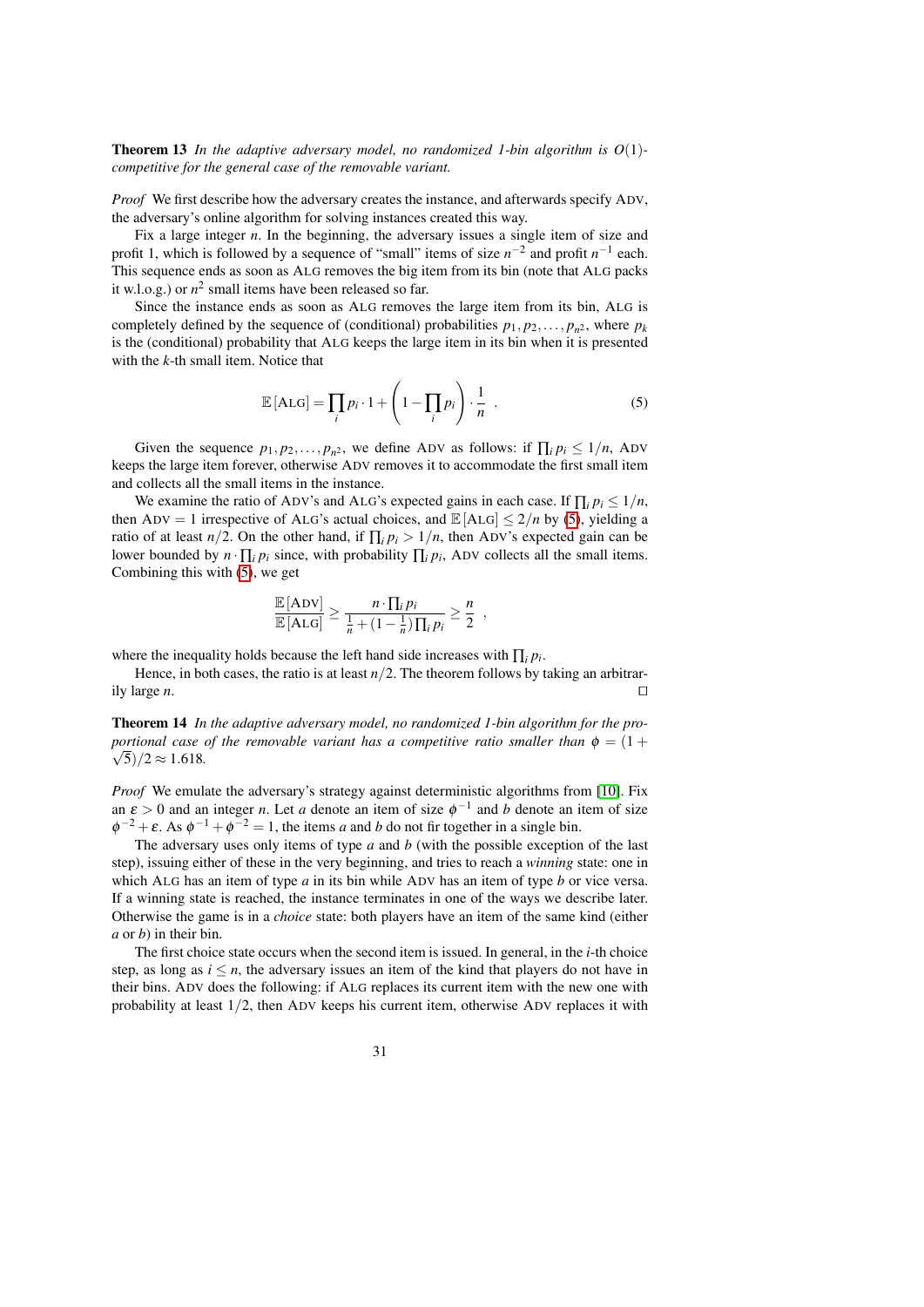**Theorem 13** *In the adaptive adversary model, no randomized 1-bin algorithm is $O(1)$-competitive for the general case of the removable variant.*

*Proof* We first describe how the adversary creates the instance, and afterwards specify ADV, the adversary's online algorithm for solving instances created this way.

Fix a large integer $n$. In the beginning, the adversary issues a single item of size and profit 1, which is followed by a sequence of "small" items of size $n^{-2}$ and profit $n^{-1}$ each. This sequence ends as soon as ALG removes the big item from its bin (note that ALG packs it w.l.o.g.) or $n^2$ small items have been released so far.

Since the instance ends as soon as ALG removes the large item from its bin, ALG is completely defined by the sequence of (conditional) probabilities $p_1, p_2, \ldots, p_{n^2}$, where $p_k$ is the (conditional) probability that ALG keeps the large item in its bin when it is presented with the $k$-th small item. Notice that

$$\mathbb{E}[\text{ALG}] = \prod_i p_i \cdot 1 + \left(1 - \prod_i p_i\right) \cdot \frac{1}{n} \ . \tag{5}$$

Given the sequence $p_1, p_2, \ldots, p_{n^2}$, we define ADV as follows: if $\prod_i p_i \leq 1/n$, ADV keeps the large item forever, otherwise ADV removes it to accommodate the first small item and collects all the small items in the instance.

We examine the ratio of ADV's and ALG's expected gains in each case. If $\prod_i p_i \leq 1/n$, then $\text{ADV} = 1$ irrespective of ALG's actual choices, and $\mathbb{E}[\text{ALG}] \leq 2/n$ by (5), yielding a ratio of at least $n/2$. On the other hand, if $\prod_i p_i > 1/n$, then ADV's expected gain can be lower bounded by $n \cdot \prod_i p_i$ since, with probability $\prod_i p_i$, ADV collects all the small items. Combining this with (5), we get

$$\frac{\mathbb{E}[\text{ADV}]}{\mathbb{E}[\text{ALG}]} \geq \frac{n \cdot \prod_i p_i}{\frac{1}{n} + (1 - \frac{1}{n}) \prod_i p_i} \geq \frac{n}{2} \ ,$$

where the inequality holds because the left hand side increases with $\prod_i p_i$.

Hence, in both cases, the ratio is at least $n/2$. The theorem follows by taking an arbitrarily large $n$. □

**Theorem 14** *In the adaptive adversary model, no randomized 1-bin algorithm for the proportional case of the removable variant has a competitive ratio smaller than $\phi = (1 + \sqrt{5})/2 \approx 1.618$.*

*Proof* We emulate the adversary's strategy against deterministic algorithms from [10]. Fix an $\varepsilon > 0$ and an integer $n$. Let $a$ denote an item of size $\phi^{-1}$ and $b$ denote an item of size $\phi^{-2} + \varepsilon$. As $\phi^{-1} + \phi^{-2} = 1$, the items $a$ and $b$ do not fir together in a single bin.

The adversary uses only items of type $a$ and $b$ (with the possible exception of the last step), issuing either of these in the very beginning, and tries to reach a *winning* state: one in which ALG has an item of type $a$ in its bin while ADV has an item of type $b$ or vice versa. If a winning state is reached, the instance terminates in one of the ways we describe later. Otherwise the game is in a *choice* state: both players have an item of the same kind (either $a$ or $b$) in their bin.

The first choice state occurs when the second item is issued. In general, in the $i$-th choice step, as long as $i \leq n$, the adversary issues an item of the kind that players do not have in their bins. ADV does the following: if ALG replaces its current item with the new one with probability at least $1/2$, then ADV keeps his current item, otherwise ADV replaces it with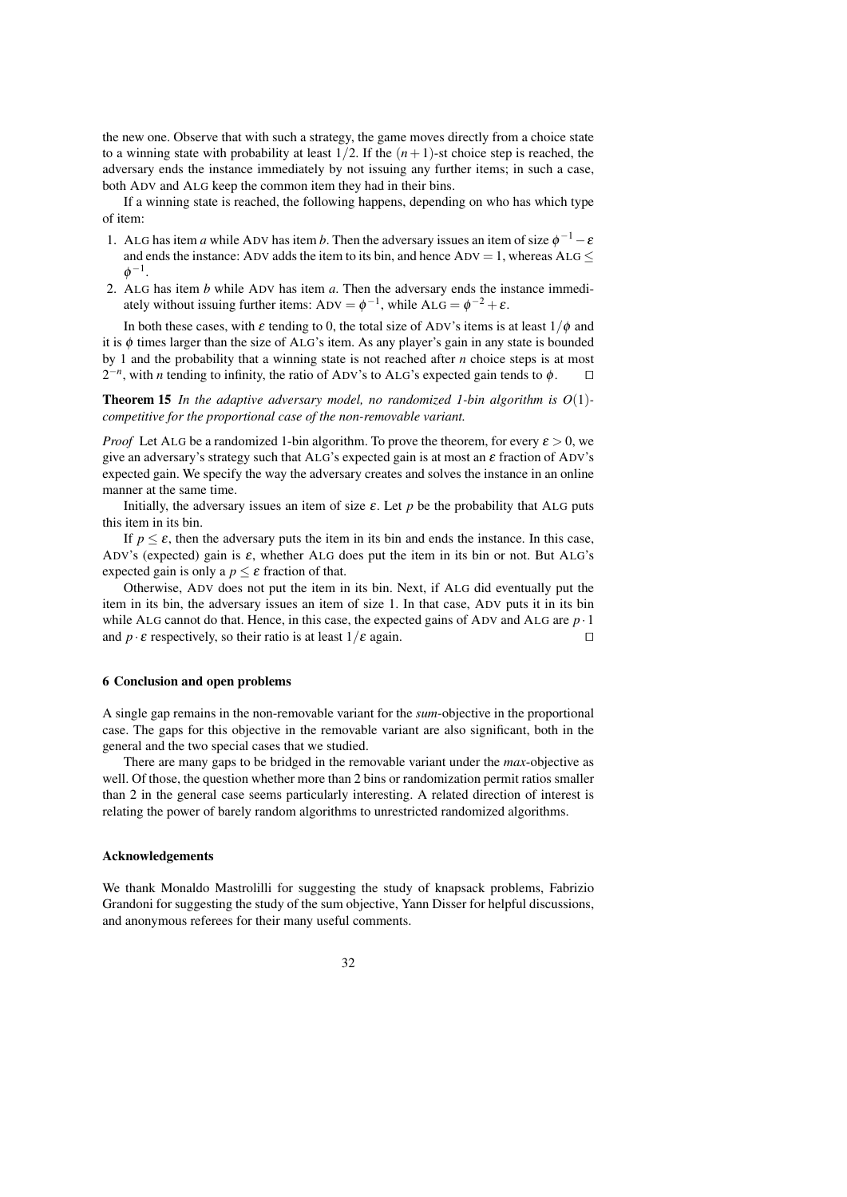the new one. Observe that with such a strategy, the game moves directly from a choice state to a winning state with probability at least $1/2$. If the $(n+1)$-st choice step is reached, the adversary ends the instance immediately by not issuing any further items; in such a case, both ADV and ALG keep the common item they had in their bins.

If a winning state is reached, the following happens, depending on who has which type of item:

1. ALG has item $a$ while ADV has item $b$. Then the adversary issues an item of size $\phi^{-1} - \varepsilon$ and ends the instance: ADV adds the item to its bin, and hence ADV $= 1$, whereas ALG $\leq \phi^{-1}$.
2. ALG has item $b$ while ADV has item $a$. Then the adversary ends the instance immediately without issuing further items: ADV $= \phi^{-1}$, while ALG $= \phi^{-2} + \varepsilon$.

In both these cases, with $\varepsilon$ tending to 0, the total size of ADV's items is at least $1/\phi$ and it is $\phi$ times larger than the size of ALG's item. As any player's gain in any state is bounded by 1 and the probability that a winning state is not reached after $n$ choice steps is at most $2^{-n}$, with $n$ tending to infinity, the ratio of ADV's to ALG's expected gain tends to $\phi$. $\square$

**Theorem 15** *In the adaptive adversary model, no randomized 1-bin algorithm is $O(1)$-competitive for the proportional case of the non-removable variant.*

*Proof* Let ALG be a randomized 1-bin algorithm. To prove the theorem, for every $\varepsilon > 0$, we give an adversary's strategy such that ALG's expected gain is at most an $\varepsilon$ fraction of ADV's expected gain. We specify the way the adversary creates and solves the instance in an online manner at the same time.

Initially, the adversary issues an item of size $\varepsilon$. Let $p$ be the probability that ALG puts this item in its bin.

If $p \leq \varepsilon$, then the adversary puts the item in its bin and ends the instance. In this case, ADV's (expected) gain is $\varepsilon$, whether ALG does put the item in its bin or not. But ALG's expected gain is only a $p \leq \varepsilon$ fraction of that.

Otherwise, ADV does not put the item in its bin. Next, if ALG did eventually put the item in its bin, the adversary issues an item of size 1. In that case, ADV puts it in its bin while ALG cannot do that. Hence, in this case, the expected gains of ADV and ALG are $p \cdot 1$ and $p \cdot \varepsilon$ respectively, so their ratio is at least $1/\varepsilon$ again. $\square$

## 6 Conclusion and open problems

A single gap remains in the non-removable variant for the *sum*-objective in the proportional case. The gaps for this objective in the removable variant are also significant, both in the general and the two special cases that we studied.

There are many gaps to be bridged in the removable variant under the *max*-objective as well. Of those, the question whether more than 2 bins or randomization permit ratios smaller than 2 in the general case seems particularly interesting. A related direction of interest is relating the power of barely random algorithms to unrestricted randomized algorithms.

### Acknowledgements

We thank Monaldo Mastrolilli for suggesting the study of knapsack problems, Fabrizio Grandoni for suggesting the study of the sum objective, Yann Disser for helpful discussions, and anonymous referees for their many useful comments.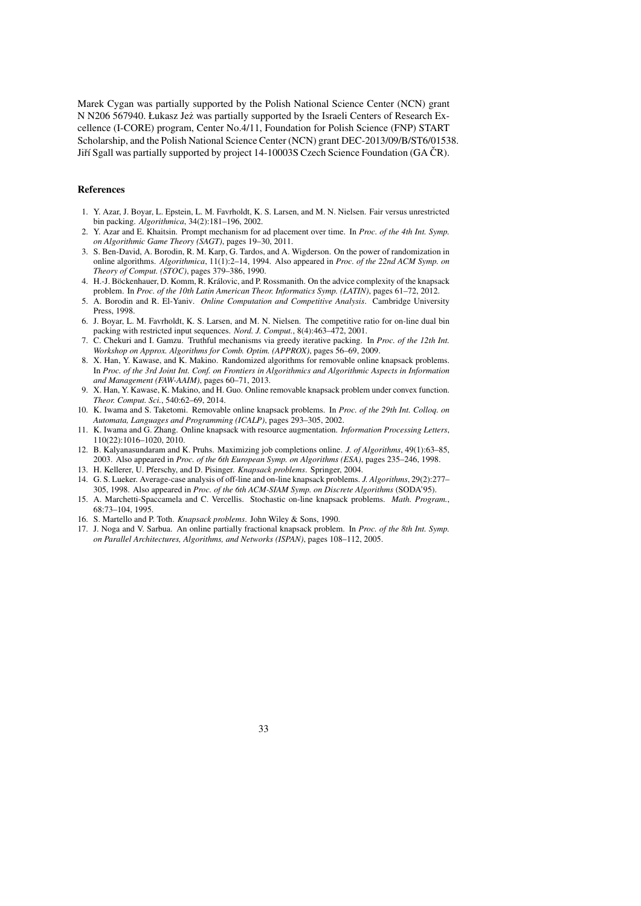Marek Cygan was partially supported by the Polish National Science Center (NCN) grant N N206 567940. Łukasz Jeż was partially supported by the Israeli Centers of Research Excellence (I-CORE) program, Center No.4/11, Foundation for Polish Science (FNP) START Scholarship, and the Polish National Science Center (NCN) grant DEC-2013/09/B/ST6/01538. Jiří Sgall was partially supported by project 14-10003S Czech Science Foundation (GA ČR).

## References

1. Y. Azar, J. Boyar, L. Epstein, L. M. Favrholdt, K. S. Larsen, and M. N. Nielsen. Fair versus unrestricted bin packing. *Algorithmica*, 34(2):181–196, 2002.
2. Y. Azar and E. Khaitsin. Prompt mechanism for ad placement over time. In *Proc. of the 4th Int. Symp. on Algorithmic Game Theory (SAGT)*, pages 19–30, 2011.
3. S. Ben-David, A. Borodin, R. M. Karp, G. Tardos, and A. Wigderson. On the power of randomization in online algorithms. *Algorithmica*, 11(1):2–14, 1994. Also appeared in *Proc. of the 22nd ACM Symp. on Theory of Comput. (STOC)*, pages 379–386, 1990.
4. H.-J. Böckenhauer, D. Komm, R. Královic, and P. Rossmanith. On the advice complexity of the knapsack problem. In *Proc. of the 10th Latin American Theor. Informatics Symp. (LATIN)*, pages 61–72, 2012.
5. A. Borodin and R. El-Yaniv. *Online Computation and Competitive Analysis*. Cambridge University Press, 1998.
6. J. Boyar, L. M. Favrholdt, K. S. Larsen, and M. N. Nielsen. The competitive ratio for on-line dual bin packing with restricted input sequences. *Nord. J. Comput.*, 8(4):463–472, 2001.
7. C. Chekuri and I. Gamzu. Truthful mechanisms via greedy iterative packing. In *Proc. of the 12th Int. Workshop on Approx. Algorithms for Comb. Optim. (APPROX)*, pages 56–69, 2009.
8. X. Han, Y. Kawase, and K. Makino. Randomized algorithms for removable online knapsack problems. In *Proc. of the 3rd Joint Int. Conf. on Frontiers in Algorithmics and Algorithmic Aspects in Information and Management (FAW-AAIM)*, pages 60–71, 2013.
9. X. Han, Y. Kawase, K. Makino, and H. Guo. Online removable knapsack problem under convex function. *Theor. Comput. Sci.*, 540:62–69, 2014.
10. K. Iwama and S. Taketomi. Removable online knapsack problems. In *Proc. of the 29th Int. Colloq. on Automata, Languages and Programming (ICALP)*, pages 293–305, 2002.
11. K. Iwama and G. Zhang. Online knapsack with resource augmentation. *Information Processing Letters*, 110(22):1016–1020, 2010.
12. B. Kalyanasundaram and K. Pruhs. Maximizing job completions online. *J. of Algorithms*, 49(1):63–85, 2003. Also appeared in *Proc. of the 6th European Symp. on Algorithms (ESA)*, pages 235–246, 1998.
13. H. Kellerer, U. Pferschy, and D. Pisinger. *Knapsack problems*. Springer, 2004.
14. G. S. Lueker. Average-case analysis of off-line and on-line knapsack problems. *J. Algorithms*, 29(2):277–305, 1998. Also appeared in *Proc. of the 6th ACM-SIAM Symp. on Discrete Algorithms* (SODA'95).
15. A. Marchetti-Spaccamela and C. Vercellis. Stochastic on-line knapsack problems. *Math. Program.*, 68:73–104, 1995.
16. S. Martello and P. Toth. *Knapsack problems*. John Wiley & Sons, 1990.
17. J. Noga and V. Sarbua. An online partially fractional knapsack problem. In *Proc. of the 8th Int. Symp. on Parallel Architectures, Algorithms, and Networks (ISPAN)*, pages 108–112, 2005.